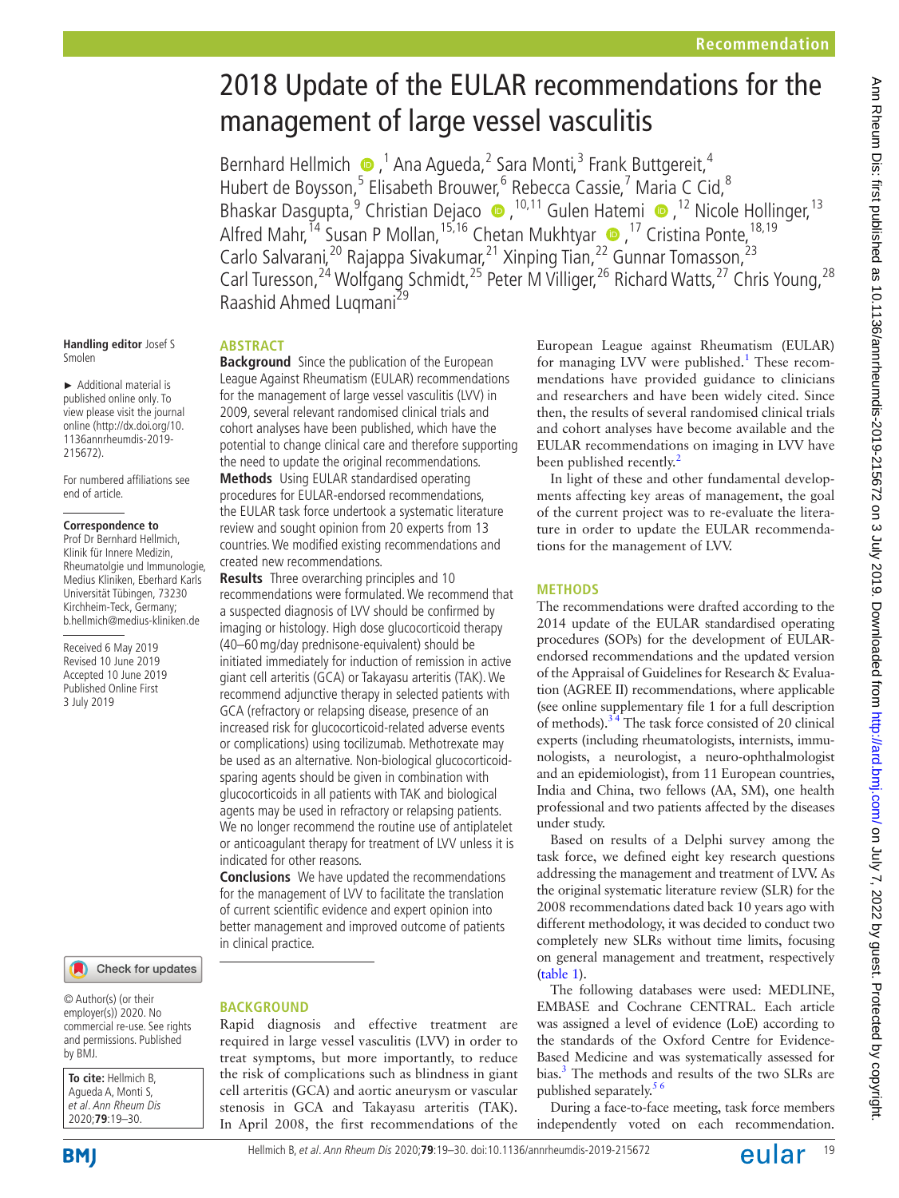Recommendation

# 2018 Update of the EULAR recommendations for the management of large vessel vasculitis

Bernhard Hellmich,[1] Ana Agueda,[2] Sara Monti,[3] Frank Buttgereit,[4] Hubert de Boysson,[5] Elisabeth Brouwer,[6] Rebecca Cassie,[7] Maria C Cid,[8] Bhaskar Dasgupta,[9] Christian Dejaco,[10,11] Gulen Hatemi,[12] Nicole Hollinger,[13] Alfred Mahr,[14] Susan P Mollan,[15,16] Chetan Mukhtyar,[17] Cristina Ponte,[18,19] Carlo Salvarani,[20] Rajappa Sivakumar,[21] Xinping Tian,[22] Gunnar Tomasson,[23] Carl Turesson,[24] Wolfgang Schmidt,[25] Peter M Villiger,[26] Richard Watts,[27] Chris Young,[28] Raashid Ahmed Luqmani[29]

Handling editor Josef S Smolen

► Additional material is published online only. To view please visit the journal online (http://dx.doi.org/10.1136annrheumdis-2019-215672).

For numbered affiliations see end of article.

**Correspondence to**
Prof Dr Bernhard Hellmich, Klinik für Innere Medizin, Rheumatolgie und Immunologie, Medius Kliniken, Eberhard Karls Universität Tübingen, 73230 Kirchheim-Teck, Germany; b.hellmich@medius-kliniken.de

Received 6 May 2019
Revised 10 June 2019
Accepted 10 June 2019
Published Online First 3 July 2019

© Author(s) (or their employer(s)) 2020. No commercial re-use. See rights and permissions. Published by BMJ.

**To cite:** Hellmich B, Agueda A, Monti S, *et al. Ann Rheum Dis* 2020;**79**:19–30.

## ABSTRACT

**Background** Since the publication of the European League Against Rheumatism (EULAR) recommendations for the management of large vessel vasculitis (LVV) in 2009, several relevant randomised clinical trials and cohort analyses have been published, which have the potential to change clinical care and therefore supporting the need to update the original recommendations.
**Methods** Using EULAR standardised operating procedures for EULAR-endorsed recommendations, the EULAR task force undertook a systematic literature review and sought opinion from 20 experts from 13 countries. We modified existing recommendations and created new recommendations.
**Results** Three overarching principles and 10 recommendations were formulated. We recommend that a suspected diagnosis of LVV should be confirmed by imaging or histology. High dose glucocorticoid therapy (40–60 mg/day prednisone-equivalent) should be initiated immediately for induction of remission in active giant cell arteritis (GCA) or Takayasu arteritis (TAK). We recommend adjunctive therapy in selected patients with GCA (refractory or relapsing disease, presence of an increased risk for glucocorticoid-related adverse events or complications) using tocilizumab. Methotrexate may be used as an alternative. Non-biological glucocorticoid-sparing agents should be given in combination with glucocorticoids in all patients with TAK and biological agents may be used in refractory or relapsing patients. We no longer recommend the routine use of antiplatelet or anticoagulant therapy for treatment of LVV unless it is indicated for other reasons.
**Conclusions** We have updated the recommendations for the management of LVV to facilitate the translation of current scientific evidence and expert opinion into better management and improved outcome of patients in clinical practice.

## BACKGROUND

Rapid diagnosis and effective treatment are required in large vessel vasculitis (LVV) in order to treat symptoms, but more importantly, to reduce the risk of complications such as blindness in giant cell arteritis (GCA) and aortic aneurysm or vascular stenosis in GCA and Takayasu arteritis (TAK). In April 2008, the first recommendations of the European League against Rheumatism (EULAR) for managing LVV were published.[1] These recommendations have provided guidance to clinicians and researchers and have been widely cited. Since then, the results of several randomised clinical trials and cohort analyses have become available and the EULAR recommendations on imaging in LVV have been published recently.[2]

In light of these and other fundamental developments affecting key areas of management, the goal of the current project was to re-evaluate the literature in order to update the EULAR recommendations for the management of LVV.

## METHODS

The recommendations were drafted according to the 2014 update of the EULAR standardised operating procedures (SOPs) for the development of EULAR-endorsed recommendations and the updated version of the Appraisal of Guidelines for Research & Evaluation (AGREE II) recommendations, where applicable (see online supplementary file 1 for a full description of methods).[3 4] The task force consisted of 20 clinical experts (including rheumatologists, internists, immunologists, a neurologist, a neuro-ophthalmologist and an epidemiologist), from 11 European countries, India and China, two fellows (AA, SM), one health professional and two patients affected by the diseases under study.

Based on results of a Delphi survey among the task force, we defined eight key research questions addressing the management and treatment of LVV. As the original systematic literature review (SLR) for the 2008 recommendations dated back 10 years ago with different methodology, it was decided to conduct two completely new SLRs without time limits, focusing on general management and treatment, respectively (table 1).

The following databases were used: MEDLINE, EMBASE and Cochrane CENTRAL. Each article was assigned a level of evidence (LoE) according to the standards of the Oxford Centre for Evidence-Based Medicine and was systematically assessed for bias.[3] The methods and results of the two SLRs are published separately.[5 6]

During a face-to-face meeting, task force members independently voted on each recommendation.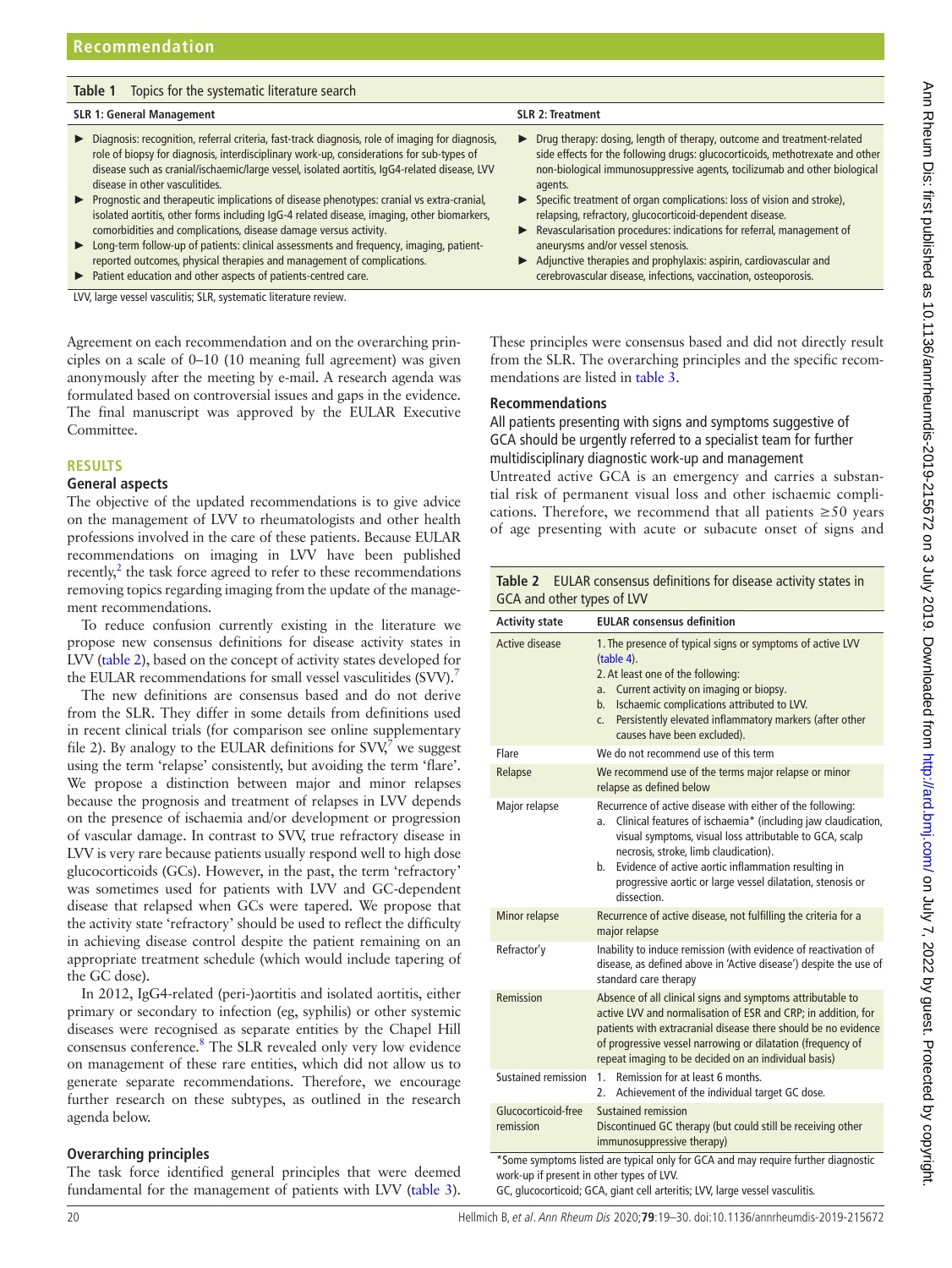**Table 1** Topics for the systematic literature search

| SLR 1: General Management | SLR 2: Treatment |
|---|---|
| ► Diagnosis: recognition, referral criteria, fast-track diagnosis, role of imaging for diagnosis, role of biopsy for diagnosis, interdisciplinary work-up, considerations for sub-types of disease such as cranial/ischaemic/large vessel, isolated aortitis, IgG4-related disease, LVV disease in other vasculitides.<br>► Prognostic and therapeutic implications of disease phenotypes: cranial vs extra-cranial, isolated aortitis, other forms including IgG-4 related disease, imaging, other biomarkers, comorbidities and complications, disease damage versus activity.<br>► Long-term follow-up of patients: clinical assessments and frequency, imaging, patient-reported outcomes, physical therapies and management of complications.<br>► Patient education and other aspects of patients-centred care. | ► Drug therapy: dosing, length of therapy, outcome and treatment-related side effects for the following drugs: glucocorticoids, methotrexate and other non-biological immunosuppressive agents, tocilizumab and other biological agents.<br>► Specific treatment of organ complications: loss of vision and stroke), relapsing, refractory, glucocorticoid-dependent disease.<br>► Revascularisation procedures: indications for referral, management of aneurysms and/or vessel stenosis.<br>► Adjunctive therapies and prophylaxis: aspirin, cardiovascular and cerebrovascular disease, infections, vaccination, osteoporosis. |

LVV, large vessel vasculitis; SLR, systematic literature review.

Agreement on each recommendation and on the overarching principles on a scale of 0–10 (10 meaning full agreement) was given anonymously after the meeting by e-mail. A research agenda was formulated based on controversial issues and gaps in the evidence. The final manuscript was approved by the EULAR Executive Committee.

## RESULTS

### General aspects

The objective of the updated recommendations is to give advice on the management of LVV to rheumatologists and other health professions involved in the care of these patients. Because EULAR recommendations on imaging in LVV have been published recently,[2] the task force agreed to refer to these recommendations removing topics regarding imaging from the update of the management recommendations.

To reduce confusion currently existing in the literature we propose new consensus definitions for disease activity states in LVV (table 2), based on the concept of activity states developed for the EULAR recommendations for small vessel vasculitides (SVV).[7]

The new definitions are consensus based and do not derive from the SLR. They differ in some details from definitions used in recent clinical trials (for comparison see online supplementary file 2). By analogy to the EULAR definitions for SVV,[7] we suggest using the term 'relapse' consistently, but avoiding the term 'flare'. We propose a distinction between major and minor relapses because the prognosis and treatment of relapses in LVV depends on the presence of ischaemia and/or development or progression of vascular damage. In contrast to SVV, true refractory disease in LVV is very rare because patients usually respond well to high dose glucocorticoids (GCs). However, in the past, the term 'refractory' was sometimes used for patients with LVV and GC-dependent disease that relapsed when GCs were tapered. We propose that the activity state 'refractory' should be used to reflect the difficulty in achieving disease control despite the patient remaining on an appropriate treatment schedule (which would include tapering of the GC dose).

In 2012, IgG4-related (peri-)aortitis and isolated aortitis, either primary or secondary to infection (eg, syphilis) or other systemic diseases were recognised as separate entities by the Chapel Hill consensus conference.[8] The SLR revealed only very low evidence on management of these rare entities, which did not allow us to generate separate recommendations. Therefore, we encourage further research on these subtypes, as outlined in the research agenda below.

### Overarching principles

The task force identified general principles that were deemed fundamental for the management of patients with LVV (table 3). These principles were consensus based and did not directly result from the SLR. The overarching principles and the specific recommendations are listed in table 3.

### Recommendations

All patients presenting with signs and symptoms suggestive of GCA should be urgently referred to a specialist team for further multidisciplinary diagnostic work-up and management

Untreated active GCA is an emergency and carries a substantial risk of permanent visual loss and other ischaemic complications. Therefore, we recommend that all patients ≥50 years of age presenting with acute or subacute onset of signs and

**Table 2** EULAR consensus definitions for disease activity states in GCA and other types of LVV

| Activity state | EULAR consensus definition |
|---|---|
| Active disease | 1. The presence of typical signs or symptoms of active LVV (table 4).<br>2. At least one of the following:<br>a. Current activity on imaging or biopsy.<br>b. Ischaemic complications attributed to LVV.<br>c. Persistently elevated inflammatory markers (after other causes have been excluded). |
| Flare | We do not recommend use of this term |
| Relapse | We recommend use of the terms major relapse or minor relapse as defined below |
| Major relapse | Recurrence of active disease with either of the following:<br>a. Clinical features of ischaemia* (including jaw claudication, visual symptoms, visual loss attributable to GCA, scalp necrosis, stroke, limb claudication).<br>b. Evidence of active aortic inflammation resulting in progressive aortic or large vessel dilatation, stenosis or dissection. |
| Minor relapse | Recurrence of active disease, not fulfilling the criteria for a major relapse |
| Refractor'y | Inability to induce remission (with evidence of reactivation of disease, as defined above in 'Active disease') despite the use of standard care therapy |
| Remission | Absence of all clinical signs and symptoms attributable to active LVV and normalisation of ESR and CRP; in addition, for patients with extracranial disease there should be no evidence of progressive vessel narrowing or dilatation (frequency of repeat imaging to be decided on an individual basis) |
| Sustained remission | 1. Remission for at least 6 months.<br>2. Achievement of the individual target GC dose. |
| Glucocorticoid-free remission | Sustained remission<br>Discontinued GC therapy (but could still be receiving other immunosuppressive therapy) |

*Some symptoms listed are typical only for GCA and may require further diagnostic work-up if present in other types of LVV.
GC, glucocorticoid; GCA, giant cell arteritis; LVV, large vessel vasculitis.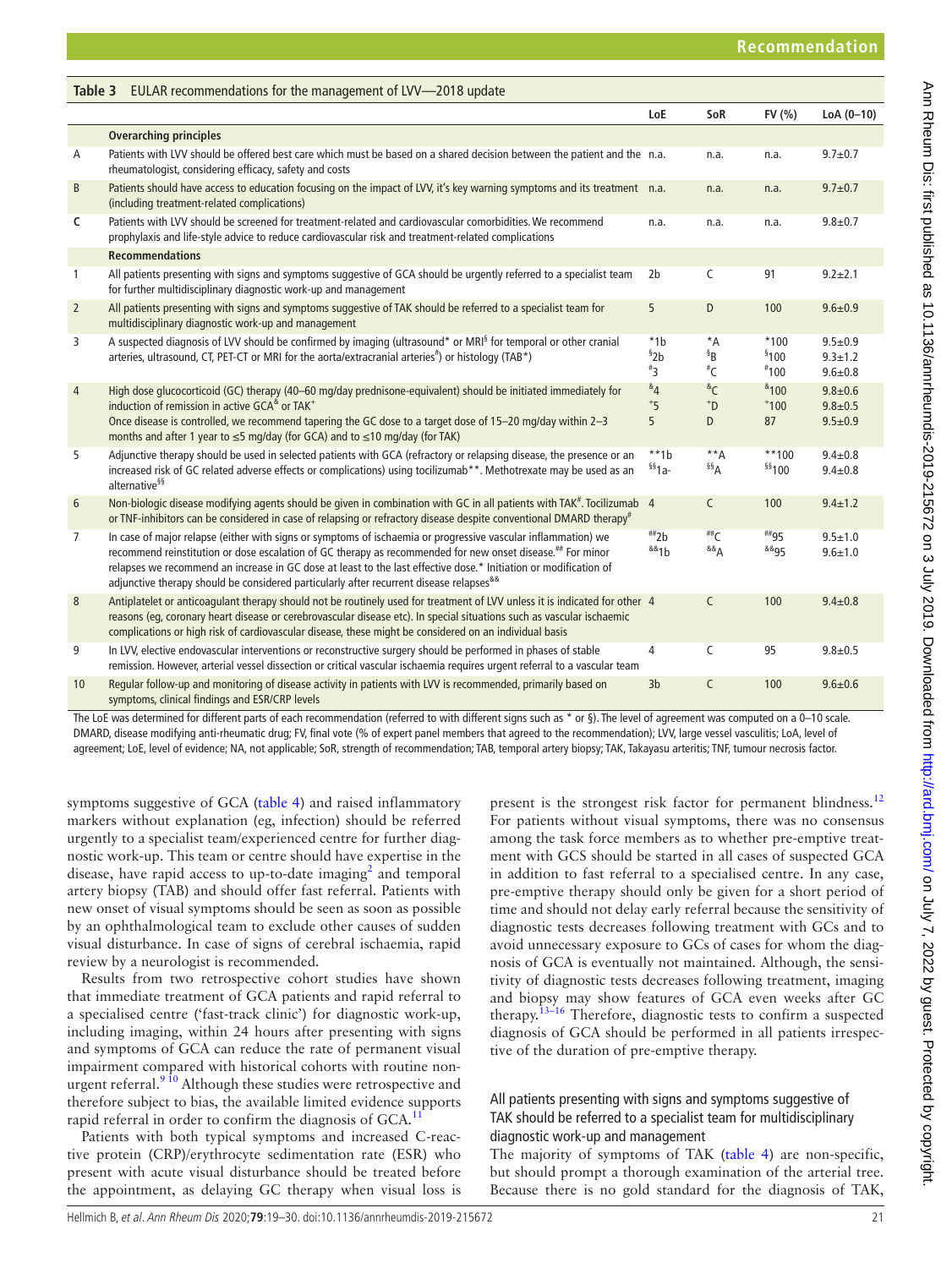**Table 3** EULAR recommendations for the management of LVV—2018 update

| | | LoE | SoR | FV (%) | LoA (0–10) |
|---|---|---|---|---|---|
| | **Overarching principles** | | | | |
| A | Patients with LVV should be offered best care which must be based on a shared decision between the patient and the rheumatologist, considering efficacy, safety and costs | n.a. | n.a. | n.a. | 9.7±0.7 |
| B | Patients should have access to education focusing on the impact of LVV, it's key warning symptoms and its treatment (including treatment-related complications) | n.a. | n.a. | n.a. | 9.7±0.7 |
| C | Patients with LVV should be screened for treatment-related and cardiovascular comorbidities. We recommend prophylaxis and life-style advice to reduce cardiovascular risk and treatment-related complications | n.a. | n.a. | n.a. | 9.8±0.7 |
| | **Recommendations** | | | | |
| 1 | All patients presenting with signs and symptoms suggestive of GCA should be urgently referred to a specialist team for further multidisciplinary diagnostic work-up and management | 2b | C | 91 | 9.2±2.1 |
| 2 | All patients presenting with signs and symptoms suggestive of TAK should be referred to a specialist team for multidisciplinary diagnostic work-up and management | 5 | D | 100 | 9.6±0.9 |
| 3 | A suspected diagnosis of LVV should be confirmed by imaging (ultrasound* or MRI§ for temporal or other cranial arteries, ultrasound, CT, PET-CT or MRI for the aorta/extracranial arteries#) or histology (TAB*) | *1b<br>§2b<br>#3 | *A<br>§B<br>#C | *100<br>§100<br>#100 | 9.5±0.9<br>9.3±1.2<br>9.6±0.8 |
| 4 | High dose glucocorticoid (GC) therapy (40–60 mg/day prednisone-equivalent) should be initiated immediately for induction of remission in active GCA& or TAK+<br>Once disease is controlled, we recommend tapering the GC dose to a target dose of 15–20 mg/day within 2–3 months and after 1 year to ≤5 mg/day (for GCA) and to ≤10 mg/day (for TAK) | &4<br>+5<br>5 | &C<br>+D<br>D | &100<br>+100<br>87 | 9.8±0.6<br>9.8±0.5<br>9.5±0.9 |
| 5 | Adjunctive therapy should be used in selected patients with GCA (refractory or relapsing disease, the presence or an increased risk of GC related adverse effects or complications) using tocilizumab**. Methotrexate may be used as an alternative§§ | **1b<br>§§1a- | **A<br>§§A | **100<br>§§100 | 9.4±0.8<br>9.4±0.8 |
| 6 | Non-biologic disease modifying agents should be given in combination with GC in all patients with TAK#. Tocilizumab or TNF-inhibitors can be considered in case of relapsing or refractory disease despite conventional DMARD therapy# | 4 | C | 100 | 9.4±1.2 |
| 7 | In case of major relapse (either with signs or symptoms of ischaemia or progressive vascular inflammation) we recommend reinstitution or dose escalation of GC therapy as recommended for new onset disease.## For minor relapses we recommend an increase in GC dose at least to the last effective dose.* Initiation or modification of adjunctive therapy should be considered particularly after recurrent disease relapses&& | ##2b<br>&&1b | ##C<br>&&A | ##95<br>&&95 | 9.5±1.0<br>9.6±1.0 |
| 8 | Antiplatelet or anticoagulant therapy should not be routinely used for treatment of LVV unless it is indicated for other reasons (eg, coronary heart disease or cerebrovascular disease etc). In special situations such as vascular ischaemic complications or high risk of cardiovascular disease, these might be considered on an individual basis | 4 | C | 100 | 9.4±0.8 |
| 9 | In LVV, elective endovascular interventions or reconstructive surgery should be performed in phases of stable remission. However, arterial vessel dissection or critical vascular ischaemia requires urgent referral to a vascular team | 4 | C | 95 | 9.8±0.5 |
| 10 | Regular follow-up and monitoring of disease activity in patients with LVV is recommended, primarily based on symptoms, clinical findings and ESR/CRP levels | 3b | C | 100 | 9.6±0.6 |

The LoE was determined for different parts of each recommendation (referred to with different signs such as * or §). The level of agreement was computed on a 0–10 scale.
DMARD, disease modifying anti-rheumatic drug; FV, final vote (% of expert panel members that agreed to the recommendation); LVV, large vessel vasculitis; LoA, level of agreement; LoE, level of evidence; NA, not applicable; SoR, strength of recommendation; TAB, temporal artery biopsy; TAK, Takayasu arteritis; TNF, tumour necrosis factor.

symptoms suggestive of GCA (table 4) and raised inflammatory markers without explanation (eg, infection) should be referred urgently to a specialist team/experienced centre for further diagnostic work-up. This team or centre should have expertise in the disease, have rapid access to up-to-date imaging[2] and temporal artery biopsy (TAB) and should offer fast referral. Patients with new onset of visual symptoms should be seen as soon as possible by an ophthalmological team to exclude other causes of sudden visual disturbance. In case of signs of cerebral ischaemia, rapid review by a neurologist is recommended.

Results from two retrospective cohort studies have shown that immediate treatment of GCA patients and rapid referral to a specialised centre ('fast-track clinic') for diagnostic work-up, including imaging, within 24 hours after presenting with signs and symptoms of GCA can reduce the rate of permanent visual impairment compared with historical cohorts with routine non-urgent referral.[9 10] Although these studies were retrospective and therefore subject to bias, the available limited evidence supports rapid referral in order to confirm the diagnosis of GCA.[11]

Patients with both typical symptoms and increased C-reactive protein (CRP)/erythrocyte sedimentation rate (ESR) who present with acute visual disturbance should be treated before the appointment, as delaying GC therapy when visual loss is present is the strongest risk factor for permanent blindness.[12] For patients without visual symptoms, there was no consensus among the task force members as to whether pre-emptive treatment with GCS should be started in all cases of suspected GCA in addition to fast referral to a specialised centre. In any case, pre-emptive therapy should only be given for a short period of time and should not delay early referral because the sensitivity of diagnostic tests decreases following treatment with GCs and to avoid unnecessary exposure to GCs of cases for whom the diagnosis of GCA is eventually not maintained. Although, the sensitivity of diagnostic tests decreases following treatment, imaging and biopsy may show features of GCA even weeks after GC therapy.[13–16] Therefore, diagnostic tests to confirm a suspected diagnosis of GCA should be performed in all patients irrespective of the duration of pre-emptive therapy.

### All patients presenting with signs and symptoms suggestive of TAK should be referred to a specialist team for multidisciplinary diagnostic work-up and management

The majority of symptoms of TAK (table 4) are non-specific, but should prompt a thorough examination of the arterial tree. Because there is no gold standard for the diagnosis of TAK,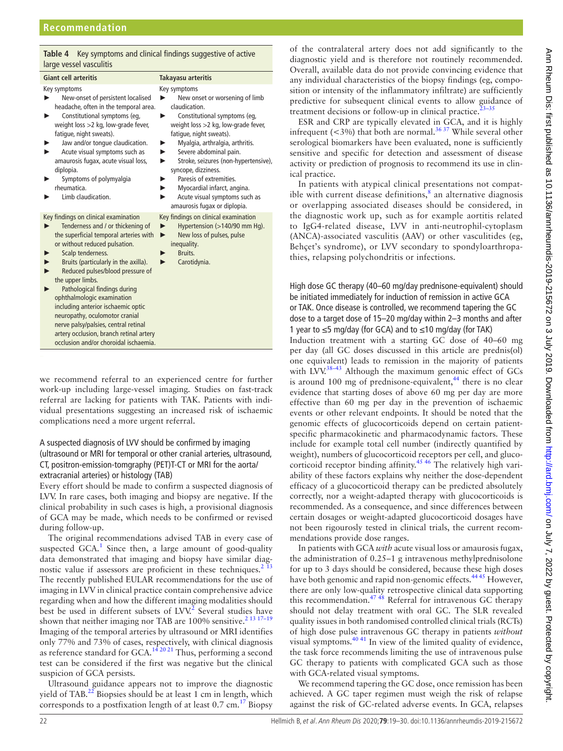**Table 4** Key symptoms and clinical findings suggestive of active large vessel vasculitis

| Giant cell arteritis | Takayasu arteritis |
|---|---|
| Key symptoms<br>► New-onset of persistent localised headache, often in the temporal area.<br>► Constitutional symptoms (eg, weight loss >2 kg, low-grade fever, fatigue, night sweats).<br>► Jaw and/or tongue claudication.<br>► Acute visual symptoms such as amaurosis fugax, acute visual loss, diplopia.<br>► Symptoms of polymyalgia rheumatica.<br>► Limb claudication. | Key symptoms<br>► New onset or worsening of limb claudication.<br>► Constitutional symptoms (eg, weight loss >2 kg, low-grade fever, fatigue, night sweats).<br>► Myalgia, arthralgia, arthritis.<br>► Severe abdominal pain.<br>► Stroke, seizures (non-hypertensive), syncope, dizziness.<br>► Paresis of extremities.<br>► Myocardial infarct, angina.<br>► Acute visual symptoms such as amaurosis fugax or diplopia. |
| Key findings on clinical examination<br>► Tenderness and / or thickening of the superficial temporal arteries with or without reduced pulsation.<br>► Scalp tenderness.<br>► Bruits (particularly in the axilla).<br>► Reduced pulses/blood pressure of the upper limbs.<br>► Pathological findings during ophthalmologic examination including anterior ischaemic optic neuropathy, oculomotor cranial nerve palsy/palsies, central retinal artery occlusion, branch retinal artery occlusion and/or choroidal ischaemia. | Key findings on clinical examination<br>► Hypertension (>140/90 mm Hg).<br>► New loss of pulses, pulse inequality.<br>► Bruits.<br>► Carotidynia. |

we recommend referral to an experienced centre for further work-up including large-vessel imaging. Studies on fast-track referral are lacking for patients with TAK. Patients with individual presentations suggesting an increased risk of ischaemic complications need a more urgent referral.

### A suspected diagnosis of LVV should be confirmed by imaging (ultrasound or MRI for temporal or other cranial arteries, ultrasound, CT, positron-emission-tomgraphy (PET)T-CT or MRI for the aorta/extracranial arteries) or histology (TAB)

Every effort should be made to confirm a suspected diagnosis of LVV. In rare cases, both imaging and biopsy are negative. If the clinical probability in such cases is high, a provisional diagnosis of GCA may be made, which needs to be confirmed or revised during follow-up.

The original recommendations advised TAB in every case of suspected GCA.[1] Since then, a large amount of good-quality data demonstrated that imaging and biopsy have similar diagnostic value if assessors are proficient in these techniques.[2 13] The recently published EULAR recommendations for the use of imaging in LVV in clinical practice contain comprehensive advice regarding when and how the different imaging modalities should best be used in different subsets of LVV.[2] Several studies have shown that neither imaging nor TAB are 100% sensitive.[2 13 17–19] Imaging of the temporal arteries by ultrasound or MRI identifies only 77% and 73% of cases, respectively, with clinical diagnosis as reference standard for GCA.[14 20 21] Thus, performing a second test can be considered if the first was negative but the clinical suspicion of GCA persists.

Ultrasound guidance appears not to improve the diagnostic yield of TAB.[22] Biopsies should be at least 1 cm in length, which corresponds to a postfixation length of at least 0.7 cm.[17] Biopsy of the contralateral artery does not add significantly to the diagnostic yield and is therefore not routinely recommended. Overall, available data do not provide convincing evidence that any individual characteristics of the biopsy findings (eg, composition or intensity of the inflammatory infiltrate) are sufficiently predictive for subsequent clinical events to allow guidance of treatment decisions or follow-up in clinical practice.[23–35]

ESR and CRP are typically elevated in GCA, and it is highly infrequent (<3%) that both are normal.[36 37] While several other serological biomarkers have been evaluated, none is sufficiently sensitive and specific for detection and assessment of disease activity or prediction of prognosis to recommend its use in clinical practice.

In patients with atypical clinical presentations not compatible with current disease definitions,[8] an alternative diagnosis or overlapping associated diseases should be considered, in the diagnostic work up, such as for example aortitis related to IgG4-related disease, LVV in anti-neutrophil-cytoplasm (ANCA)-associated vasculitis (AAV) or other vasculitides (eg, Behçet's syndrome), or LVV secondary to spondyloarthropathies, relapsing polychondritis or infections.

### High dose GC therapy (40–60 mg/day prednisone-equivalent) should be initiated immediately for induction of remission in active GCA or TAK. Once disease is controlled, we recommend tapering the GC dose to a target dose of 15–20 mg/day within 2–3 months and after 1 year to ≤5 mg/day (for GCA) and to ≤10 mg/day (for TAK)

Induction treatment with a starting GC dose of 40–60 mg per day (all GC doses discussed in this article are prednis(ol)one equivalent) leads to remission in the majority of patients with LVV.[38–43] Although the maximum genomic effect of GCs is around 100 mg of prednisone-equivalent,[44] there is no clear evidence that starting doses of above 60 mg per day are more effective than 60 mg per day in the prevention of ischaemic events or other relevant endpoints. It should be noted that the genomic effects of glucocorticoids depend on certain patient-specific pharmacokinetic and pharmacodynamic factors. These include for example total cell number (indirectly quantified by weight), numbers of glucocorticoid receptors per cell, and glucocorticoid receptor binding affinity.[45 46] The relatively high variability of these factors explains why neither the dose-dependent efficacy of a glucocorticoid therapy can be predicted absolutely correctly, nor a weight-adapted therapy with glucocorticoids is recommended. As a consequence, and since differences between certain dosages or weight-adapted glucocorticoid dosages have not been rigorously tested in clinical trials, the current recommendations provide dose ranges.

In patients with GCA *with* acute visual loss or amaurosis fugax, the administration of 0.25–1 g intravenous methylprednisolone for up to 3 days should be considered, because these high doses have both genomic and rapid non-genomic effects.[44 45] However, there are only low-quality retrospective clinical data supporting this recommendation.[47 48] Referral for intravenous GC therapy should not delay treatment with oral GC. The SLR revealed quality issues in both randomised controlled clinical trials (RCTs) of high dose pulse intravenous GC therapy in patients *without* visual symptoms.[40 41] In view of the limited quality of evidence, the task force recommends limiting the use of intravenous pulse GC therapy to patients with complicated GCA such as those with GCA-related visual symptoms.

We recommend tapering the GC dose, once remission has been achieved. A GC taper regimen must weigh the risk of relapse against the risk of GC-related adverse events. In GCA, relapses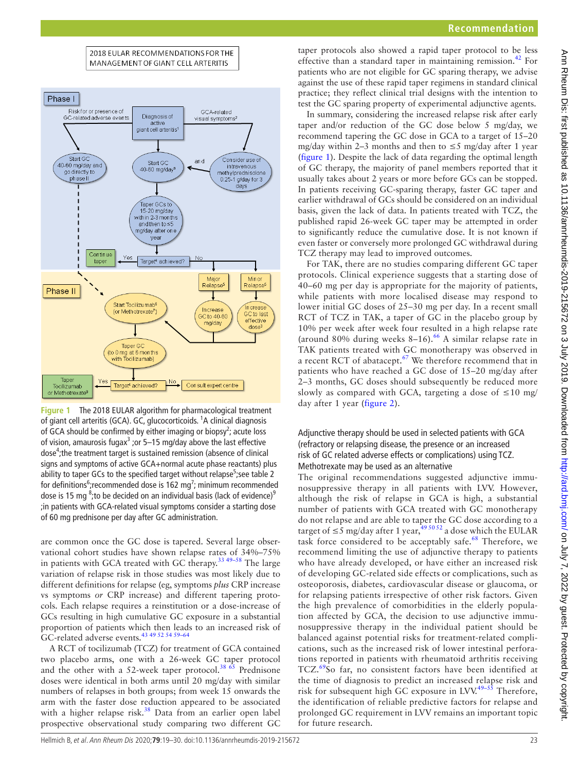2018 EULAR RECOMMENDATIONS FOR THE MANAGEMENT OF GIANT CELL ARTERITIS

Phase I

Risk for or presence of GC-related adverse events

Diagnosis of active giant cell arteritis[1]

GCA-related visual symptoms[2]

Start GC 40-60 mg/day and go directly to phase II

Start GC 40-60 mg/day[9]

and

Consider use of intravenous methylprednisolone 0.25-1 g/day for 3 days

Taper GCs to 15-20 mg/day within 2-3 months and then to ≤5 mg/day after one year

Continue taper

Yes

Target[4] achieved?

No

Phase II

Major Relapse[5]

Minor Relapse[5]

Start Tocilizumab[6] (or Methotrexate[7])

Increase GC to 40-60 mg/day

Increase GC to last effective dose[3]

Taper GC (to 0 mg at 6 months with Tocilizumab)

Taper Tocilizumab or Methotrexate[8]

Yes

Target[4] achieved?

No

Consult expert centre

**Figure 1** The 2018 EULAR algorithm for pharmacological treatment of giant cell arteritis (GCA). GC, glucocorticoids. [1]A clinical diagnosis of GCA should be confirmed by either imaging or biopsy[2]; acute loss of vision, amaurosis fugax[3]; or 5–15 mg/day above the last effective dose[4]; the treatment target is sustained remission (absence of clinical signs and symptoms of active GCA+normal acute phase reactants) plus ability to taper GCs to the specified target without relapse[5]; see table 2 for definitions[6]; recommended dose is 162 mg[7]; minimum recommended dose is 15 mg [8]; to be decided on an individual basis (lack of evidence)[9]; in patients with GCA-related visual symptoms consider a starting dose of 60 mg prednisone per day after GC administration.

are common once the GC dose is tapered. Several large observational cohort studies have shown relapse rates of 34%–75% in patients with GCA treated with GC therapy.[33 49–58] The large variation of relapse risk in those studies was most likely due to different definitions for relapse (eg, symptoms *plus* CRP increase vs symptoms *or* CRP increase) and different tapering protocols. Each relapse requires a reinstitution or a dose-increase of GCs resulting in high cumulative GC exposure in a substantial proportion of patients which then leads to an increased risk of GC-related adverse events.[43 49 52 54 59–64]

A RCT of tocilizumab (TCZ) for treatment of GCA contained two placebo arms, one with a 26-week GC taper protocol and the other with a 52-week taper protocol.[38 65] Prednisone doses were identical in both arms until 20 mg/day with similar numbers of relapses in both groups; from week 15 onwards the arm with the faster dose reduction appeared to be associated with a higher relapse risk.[38] Data from an earlier open label prospective observational study comparing two different GC taper protocols also showed a rapid taper protocol to be less effective than a standard taper in maintaining remission.[42] For patients who are not eligible for GC sparing therapy, we advise against the use of these rapid taper regimens in standard clinical practice; they reflect clinical trial designs with the intention to test the GC sparing property of experimental adjunctive agents.

In summary, considering the increased relapse risk after early taper and/or reduction of the GC dose below 5 mg/day, we recommend tapering the GC dose in GCA to a target of 15–20 mg/day within 2–3 months and then to ≤5 mg/day after 1 year (figure 1). Despite the lack of data regarding the optimal length of GC therapy, the majority of panel members reported that it usually takes about 2 years or more before GCs can be stopped. In patients receiving GC-sparing therapy, faster GC taper and earlier withdrawal of GCs should be considered on an individual basis, given the lack of data. In patients treated with TCZ, the published rapid 26-week GC taper may be attempted in order to significantly reduce the cumulative dose. It is not known if even faster or conversely more prolonged GC withdrawal during TCZ therapy may lead to improved outcomes.

For TAK, there are no studies comparing different GC taper protocols. Clinical experience suggests that a starting dose of 40–60 mg per day is appropriate for the majority of patients, while patients with more localised disease may respond to lower initial GC doses of 25–30 mg per day. In a recent small RCT of TCZ in TAK, a taper of GC in the placebo group by 10% per week after week four resulted in a high relapse rate (around 80% during weeks 8–16).[66] A similar relapse rate in TAK patients treated with GC monotherapy was observed in a recent RCT of abatacept.[67] We therefore recommend that in patients who have reached a GC dose of 15–20 mg/day after 2–3 months, GC doses should subsequently be reduced more slowly as compared with GCA, targeting a dose of ≤10 mg/day after 1 year (figure 2).

### Adjunctive therapy should be used in selected patients with GCA (refractory or relapsing disease, the presence or an increased risk of GC related adverse effects or complications) using TCZ. Methotrexate may be used as an alternative

The original recommendations suggested adjunctive immunosuppressive therapy in all patients with LVV. However, although the risk of relapse in GCA is high, a substantial number of patients with GCA treated with GC monotherapy do not relapse and are able to taper the GC dose according to a target of ≤5 mg/day after 1 year,[49 50 52] a dose which the EULAR task force considered to be acceptably safe.[68] Therefore, we recommend limiting the use of adjunctive therapy to patients who have already developed, or have either an increased risk of developing GC-related side effects or complications, such as osteoporosis, diabetes, cardiovascular disease or glaucoma, or for relapsing patients irrespective of other risk factors. Given the high prevalence of comorbidities in the elderly population affected by GCA, the decision to use adjunctive immunosuppressive therapy in the individual patient should be balanced against potential risks for treatment-related complications, such as the increased risk of lower intestinal perforations reported in patients with rheumatoid arthritis receiving TCZ.[69] So far, no consistent factors have been identified at the time of diagnosis to predict an increased relapse risk and risk for subsequent high GC exposure in LVV.[49–55] Therefore, the identification of reliable predictive factors for relapse and prolonged GC requirement in LVV remains an important topic for future research.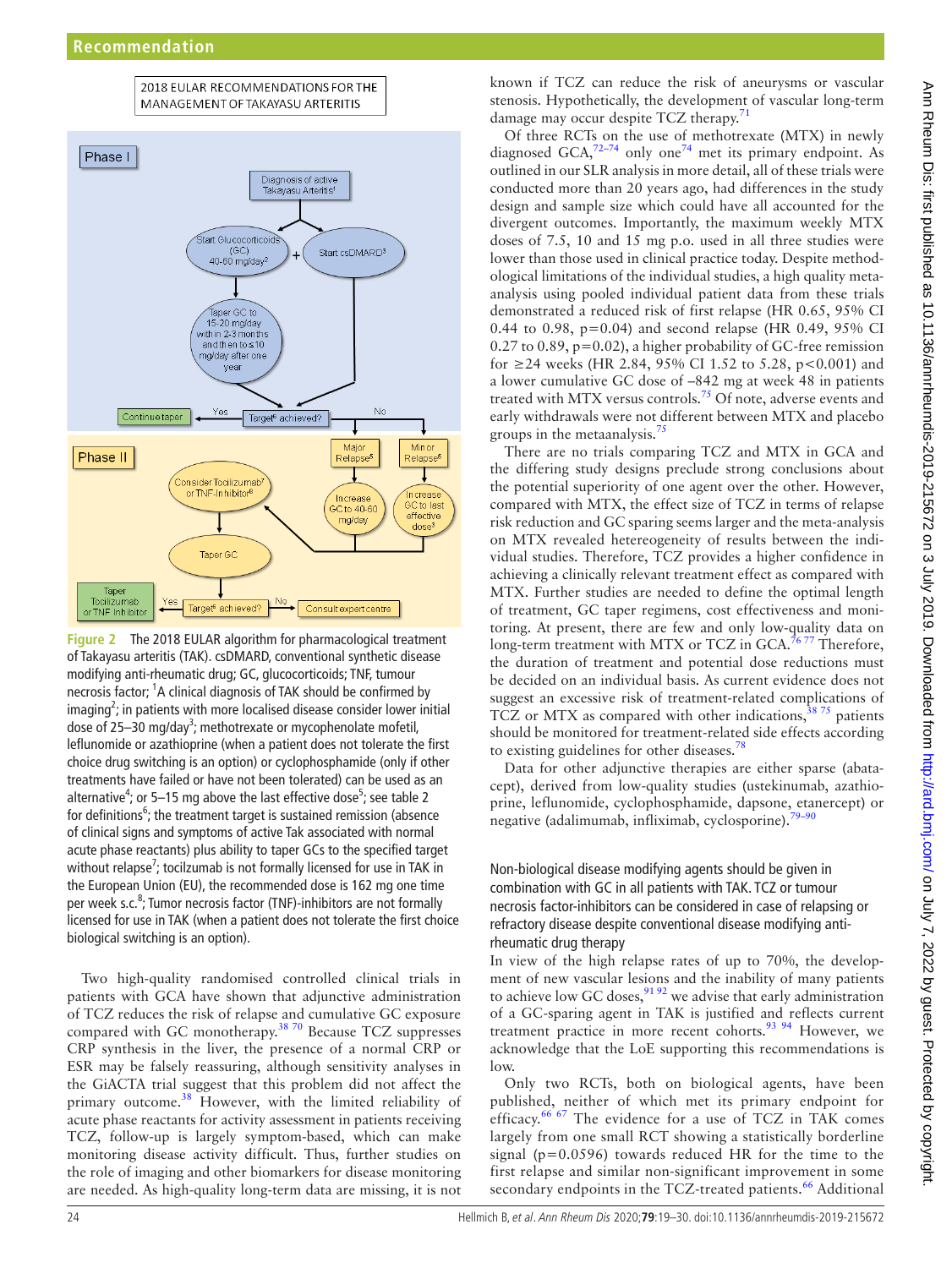2018 EULAR RECOMMENDATIONS FOR THE MANAGEMENT OF TAKAYASU ARTERITIS

Phase I

Diagnosis of active Takayasu Arteritis[1]

Start Glucocorticoids (GC) 40-60 mg/day[2]

+

Start csDMARD[3]

Taper GC to 15-20 mg/day within 2-3 months and then to ≤10 mg/day after one year

Continue taper

Yes

Target[6] achieved?

No

Phase II

Major Relapse[5]

Minor Relapse[5]

Consider Tocilizumab[7] or TNF-Inhibitor[8]

Increase GC to 40-60 mg/day

Increase GC to last effective dose[3]

Taper GC

Taper Tocilizumab or TNF Inhibitor

Yes

Target[6] achieved?

No

Consult expert centre

**Figure 2** The 2018 EULAR algorithm for pharmacological treatment of Takayasu arteritis (TAK). csDMARD, conventional synthetic disease modifying anti-rheumatic drug; GC, glucocorticoids; TNF, tumour necrosis factor; [1]A clinical diagnosis of TAK should be confirmed by imaging[2]; in patients with more localised disease consider lower initial dose of 25–30 mg/day[3]; methotrexate or mycophenolate mofetil, leflunomide or azathioprine (when a patient does not tolerate the first choice drug switching is an option) or cyclophosphamide (only if other treatments have failed or have not been tolerated) can be used as an alternative[4]; or 5–15 mg above the last effective dose[5]; see table 2 for definitions[6]; the treatment target is sustained remission (absence of clinical signs and symptoms of active TAK associated with normal acute phase reactants) plus ability to taper GCs to the specified target without relapse[7]; tocilzumab is not formally licensed for use in TAK in the European Union (EU), the recommended dose is 162 mg one time per week s.c.[8]; Tumor necrosis factor (TNF)-inhibitors are not formally licensed for use in TAK (when a patient does not tolerate the first choice biological switching is an option).

Two high-quality randomised controlled clinical trials in patients with GCA have shown that adjunctive administration of TCZ reduces the risk of relapse and cumulative GC exposure compared with GC monotherapy.[38 70] Because TCZ suppresses CRP synthesis in the liver, the presence of a normal CRP or ESR may be falsely reassuring, although sensitivity analyses in the GiACTA trial suggest that this problem did not affect the primary outcome.[38] However, with the limited reliability of acute phase reactants for activity assessment in patients receiving TCZ, follow-up is largely symptom-based, which can make monitoring disease activity difficult. Thus, further studies on the role of imaging and other biomarkers for disease monitoring are needed. As high-quality long-term data are missing, it is not known if TCZ can reduce the risk of aneurysms or vascular stenosis. Hypothetically, the development of vascular long-term damage may occur despite TCZ therapy.[71]

Of three RCTs on the use of methotrexate (MTX) in newly diagnosed GCA,[72–74] only one[74] met its primary endpoint. As outlined in our SLR analysis in more detail, all of these trials were conducted more than 20 years ago, had differences in the study design and sample size which could have all accounted for the divergent outcomes. Importantly, the maximum weekly MTX doses of 7.5, 10 and 15 mg p.o. used in all three studies were lower than those used in clinical practice today. Despite methodological limitations of the individual studies, a high quality meta-analysis using pooled individual patient data from these trials demonstrated a reduced risk of first relapse (HR 0.65, 95% CI 0.44 to 0.98, p=0.04) and second relapse (HR 0.49, 95% CI 0.27 to 0.89, p=0.02), a higher probability of GC-free remission for ≥24 weeks (HR 2.84, 95% CI 1.52 to 5.28, p<0.001) and a lower cumulative GC dose of −842 mg at week 48 in patients treated with MTX versus controls.[75] Of note, adverse events and early withdrawals were not different between MTX and placebo groups in the metaanalysis.[75]

There are no trials comparing TCZ and MTX in GCA and the differing study designs preclude strong conclusions about the potential superiority of one agent over the other. However, compared with MTX, the effect size of TCZ in terms of relapse risk reduction and GC sparing seems larger and the meta-analysis on MTX revealed hetereogeneity of results between the individual studies. Therefore, TCZ provides a higher confidence in achieving a clinically relevant treatment effect as compared with MTX. Further studies are needed to define the optimal length of treatment, GC taper regimens, cost effectiveness and monitoring. At present, there are few and only low-quality data on long-term treatment with MTX or TCZ in GCA.[76 77] Therefore, the duration of treatment and potential dose reductions must be decided on an individual basis. As current evidence does not suggest an excessive risk of treatment-related complications of TCZ or MTX as compared with other indications,[38 75] patients should be monitored for treatment-related side effects according to existing guidelines for other diseases.[78]

Data for other adjunctive therapies are either sparse (abatacept), derived from low-quality studies (ustekinumab, azathioprine, leflunomide, cyclophosphamide, dapsone, etanercept) or negative (adalimumab, infliximab, cyclosporine).[79–90]

### Non-biological disease modifying agents should be given in combination with GC in all patients with TAK. TCZ or tumour necrosis factor-inhibitors can be considered in case of relapsing or refractory disease despite conventional disease modifying anti-rheumatic drug therapy

In view of the high relapse rates of up to 70%, the development of new vascular lesions and the inability of many patients to achieve low GC doses,[91 92] we advise that early administration of a GC-sparing agent in TAK is justified and reflects current treatment practice in more recent cohorts.[93 94] However, we acknowledge that the LoE supporting this recommendations is low.

Only two RCTs, both on biological agents, have been published, neither of which met its primary endpoint for efficacy.[66 67] The evidence for a use of TCZ in TAK comes largely from one small RCT showing a statistically borderline signal (p=0.0596) towards reduced HR for the time to the first relapse and similar non-significant improvement in some secondary endpoints in the TCZ-treated patients.[66] Additional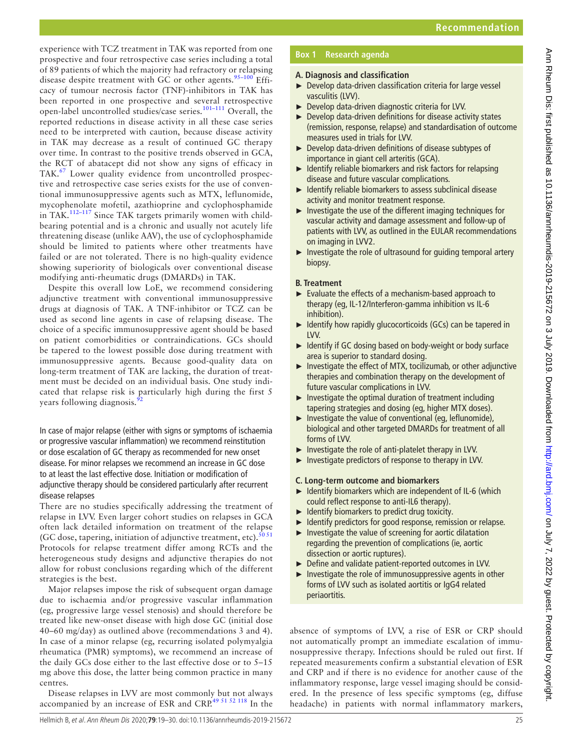experience with TCZ treatment in TAK was reported from one prospective and four retrospective case series including a total of 89 patients of which the majority had refractory or relapsing disease despite treatment with GC or other agents.[95–100] Efficacy of tumour necrosis factor (TNF)-inhibitors in TAK has been reported in one prospective and several retrospective open-label uncontrolled studies/case series.[101–111] Overall, the reported reductions in disease activity in all these case series need to be interpreted with caution, because disease activity in TAK may decrease as a result of continued GC therapy over time. In contrast to the positive trends observed in GCA, the RCT of abatacept did not show any signs of efficacy in TAK.[67] Lower quality evidence from uncontrolled prospective and retrospective case series exists for the use of conventional immunosuppressive agents such as MTX, leflunomide, mycophenolate mofetil, azathioprine and cyclophosphamide in TAK.[112–117] Since TAK targets primarily women with childbearing potential and is a chronic and usually not acutely life threatening disease (unlike AAV), the use of cyclophosphamide should be limited to patients where other treatments have failed or are not tolerated. There is no high-quality evidence showing superiority of biologicals over conventional disease modifying anti-rheumatic drugs (DMARDs) in TAK.

Despite this overall low LoE, we recommend considering adjunctive treatment with conventional immunosuppressive drugs at diagnosis of TAK. A TNF-inhibitor or TCZ can be used as second line agents in case of relapsing disease. The choice of a specific immunosuppressive agent should be based on patient comorbidities or contraindications. GCs should be tapered to the lowest possible dose during treatment with immunosuppressive agents. Because good-quality data on long-term treatment of TAK are lacking, the duration of treatment must be decided on an individual basis. One study indicated that relapse risk is particularly high during the first 5 years following diagnosis.[92]

In case of major relapse (either with signs or symptoms of ischaemia or progressive vascular inflammation) we recommend reinstitution or dose escalation of GC therapy as recommended for new onset disease. For minor relapses we recommend an increase in GC dose to at least the last effective dose. Initiation or modification of adjunctive therapy should be considered particularly after recurrent disease relapses

There are no studies specifically addressing the treatment of relapse in LVV. Even larger cohort studies on relapses in GCA often lack detailed information on treatment of the relapse (GC dose, tapering, initiation of adjunctive treatment, etc).[50 51] Protocols for relapse treatment differ among RCTs and the heterogeneous study designs and adjunctive therapies do not allow for robust conclusions regarding which of the different strategies is the best.

Major relapses impose the risk of subsequent organ damage due to ischaemia and/or progressive vascular inflammation (eg, progressive large vessel stenosis) and should therefore be treated like new-onset disease with high dose GC (initial dose 40–60 mg/day) as outlined above (recommendations 3 and 4). In case of a minor relapse (eg, recurring isolated polymyalgia rheumatica (PMR) symptoms), we recommend an increase of the daily GCs dose either to the last effective dose or to 5–15 mg above this dose, the latter being common practice in many centres.

Disease relapses in LVV are most commonly but not always accompanied by an increase of ESR and CRP.[49 51 52 118] In the absence of symptoms of LVV, a rise of ESR or CRP should not automatically prompt an immediate escalation of immunosuppressive therapy. Infections should be ruled out first. If repeated measurements confirm a substantial elevation of ESR and CRP and if there is no evidence for another cause of the inflammatory response, large vessel imaging should be considered. In the presence of less specific symptoms (eg, diffuse headache) in patients with normal inflammatory markers,

**Box 1 Research agenda**

**A. Diagnosis and classification**

- Develop data-driven classification criteria for large vessel vasculitis (LVV).
- Develop data-driven diagnostic criteria for LVV.
- Develop data-driven definitions for disease activity states (remission, response, relapse) and standardisation of outcome measures used in trials for LVV.
- Develop data-driven definitions of disease subtypes of importance in giant cell arteritis (GCA).
- Identify reliable biomarkers and risk factors for relapsing disease and future vascular complications.
- Identify reliable biomarkers to assess subclinical disease activity and monitor treatment response.
- Investigate the use of the different imaging techniques for vascular activity and damage assessment and follow-up of patients with LVV, as outlined in the EULAR recommendations on imaging in LVV2.
- Investigate the role of ultrasound for guiding temporal artery biopsy.

**B. Treatment**

- Evaluate the effects of a mechanism-based approach to therapy (eg, IL-12/Interferon-gamma inhibition vs IL-6 inhibition).
- Identify how rapidly glucocorticoids (GCs) can be tapered in LVV.
- Identify if GC dosing based on body-weight or body surface area is superior to standard dosing.
- Investigate the effect of MTX, tocilizumab, or other adjunctive therapies and combination therapy on the development of future vascular complications in LVV.
- Investigate the optimal duration of treatment including tapering strategies and dosing (eg, higher MTX doses).
- Investigate the value of conventional (eg, leflunomide), biological and other targeted DMARDs for treatment of all forms of LVV.
- Investigate the role of anti-platelet therapy in LVV.
- Investigate predictors of response to therapy in LVV.

**C. Long-term outcome and biomarkers**

- Identify biomarkers which are independent of IL-6 (which could reflect response to anti-IL6 therapy).
- Identify biomarkers to predict drug toxicity.
- Identify predictors for good response, remission or relapse.
- Investigate the value of screening for aortic dilatation regarding the prevention of complications (ie, aortic dissection or aortic ruptures).
- Define and validate patient-reported outcomes in LVV.
- Investigate the role of immunosuppressive agents in other forms of LVV such as isolated aortitis or IgG4 related periaortitis.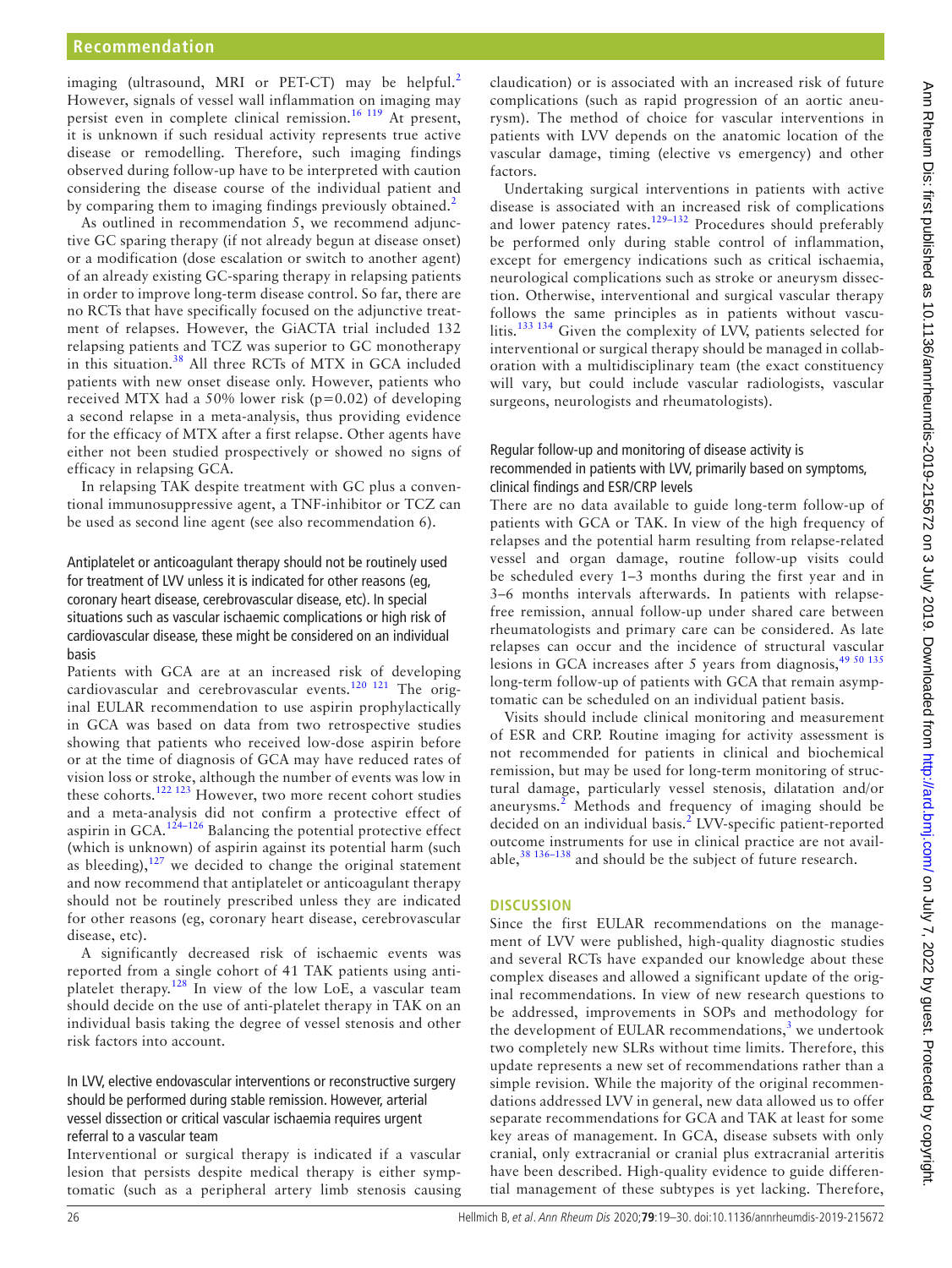imaging (ultrasound, MRI or PET-CT) may be helpful.[2] However, signals of vessel wall inflammation on imaging may persist even in complete clinical remission.[16 119] At present, it is unknown if such residual activity represents true active disease or remodelling. Therefore, such imaging findings observed during follow-up have to be interpreted with caution considering the disease course of the individual patient and by comparing them to imaging findings previously obtained.[2]

As outlined in recommendation 5, we recommend adjunctive GC sparing therapy (if not already begun at disease onset) or a modification (dose escalation or switch to another agent) of an already existing GC-sparing therapy in relapsing patients in order to improve long-term disease control. So far, there are no RCTs that have specifically focused on the adjunctive treatment of relapses. However, the GiACTA trial included 132 relapsing patients and TCZ was superior to GC monotherapy in this situation.[38] All three RCTs of MTX in GCA included patients with new onset disease only. However, patients who received MTX had a 50% lower risk (p=0.02) of developing a second relapse in a meta-analysis, thus providing evidence for the efficacy of MTX after a first relapse. Other agents have either not been studied prospectively or showed no signs of efficacy in relapsing GCA.

In relapsing TAK despite treatment with GC plus a conventional immunosuppressive agent, a TNF-inhibitor or TCZ can be used as second line agent (see also recommendation 6).

### Antiplatelet or anticoagulant therapy should not be routinely used for treatment of LVV unless it is indicated for other reasons (eg, coronary heart disease, cerebrovascular disease, etc). In special situations such as vascular ischaemic complications or high risk of cardiovascular disease, these might be considered on an individual basis

Patients with GCA are at an increased risk of developing cardiovascular and cerebrovascular events.[120 121] The original EULAR recommendation to use aspirin prophylactically in GCA was based on data from two retrospective studies showing that patients who received low-dose aspirin before or at the time of diagnosis of GCA may have reduced rates of vision loss or stroke, although the number of events was low in these cohorts.[122 123] However, two more recent cohort studies and a meta-analysis did not confirm a protective effect of aspirin in GCA.[124–126] Balancing the potential protective effect (which is unknown) of aspirin against its potential harm (such as bleeding),[127] we decided to change the original statement and now recommend that antiplatelet or anticoagulant therapy should not be routinely prescribed unless they are indicated for other reasons (eg, coronary heart disease, cerebrovascular disease, etc).

A significantly decreased risk of ischaemic events was reported from a single cohort of 41 TAK patients using antiplatelet therapy.[128] In view of the low LoE, a vascular team should decide on the use of anti-platelet therapy in TAK on an individual basis taking the degree of vessel stenosis and other risk factors into account.

### In LVV, elective endovascular interventions or reconstructive surgery should be performed during stable remission. However, arterial vessel dissection or critical vascular ischaemia requires urgent referral to a vascular team

Interventional or surgical therapy is indicated if a vascular lesion that persists despite medical therapy is either symptomatic (such as a peripheral artery limb stenosis causing claudication) or is associated with an increased risk of future complications (such as rapid progression of an aortic aneurysm). The method of choice for vascular interventions in patients with LVV depends on the anatomic location of the vascular damage, timing (elective vs emergency) and other factors.

Undertaking surgical interventions in patients with active disease is associated with an increased risk of complications and lower patency rates.[129–132] Procedures should preferably be performed only during stable control of inflammation, except for emergency indications such as critical ischaemia, neurological complications such as stroke or aneurysm dissection. Otherwise, interventional and surgical vascular therapy follows the same principles as in patients without vasculitis.[133 134] Given the complexity of LVV, patients selected for interventional or surgical therapy should be managed in collaboration with a multidisciplinary team (the exact constituency will vary, but could include vascular radiologists, vascular surgeons, neurologists and rheumatologists).

### Regular follow-up and monitoring of disease activity is recommended in patients with LVV, primarily based on symptoms, clinical findings and ESR/CRP levels

There are no data available to guide long-term follow-up of patients with GCA or TAK. In view of the high frequency of relapses and the potential harm resulting from relapse-related vessel and organ damage, routine follow-up visits could be scheduled every 1–3 months during the first year and in 3–6 months intervals afterwards. In patients with relapse-free remission, annual follow-up under shared care between rheumatologists and primary care can be considered. As late relapses can occur and the incidence of structural vascular lesions in GCA increases after 5 years from diagnosis,[49 50 135] long-term follow-up of patients with GCA that remain asymptomatic can be scheduled on an individual patient basis.

Visits should include clinical monitoring and measurement of ESR and CRP. Routine imaging for activity assessment is not recommended for patients in clinical and biochemical remission, but may be used for long-term monitoring of structural damage, particularly vessel stenosis, dilatation and/or aneurysms.[2] Methods and frequency of imaging should be decided on an individual basis.[2] LVV-specific patient-reported outcome instruments for use in clinical practice are not available,[38 136–138] and should be the subject of future research.

## DISCUSSION

Since the first EULAR recommendations on the management of LVV were published, high-quality diagnostic studies and several RCTs have expanded our knowledge about these complex diseases and allowed a significant update of the original recommendations. In view of new research questions to be addressed, improvements in SOPs and methodology for the development of EULAR recommendations,[3] we undertook two completely new SLRs without time limits. Therefore, this update represents a new set of recommendations rather than a simple revision. While the majority of the original recommendations addressed LVV in general, new data allowed us to offer separate recommendations for GCA and TAK at least for some key areas of management. In GCA, disease subsets with only cranial, only extracranial or cranial plus extracranial arteritis have been described. High-quality evidence to guide differential management of these subtypes is yet lacking. Therefore,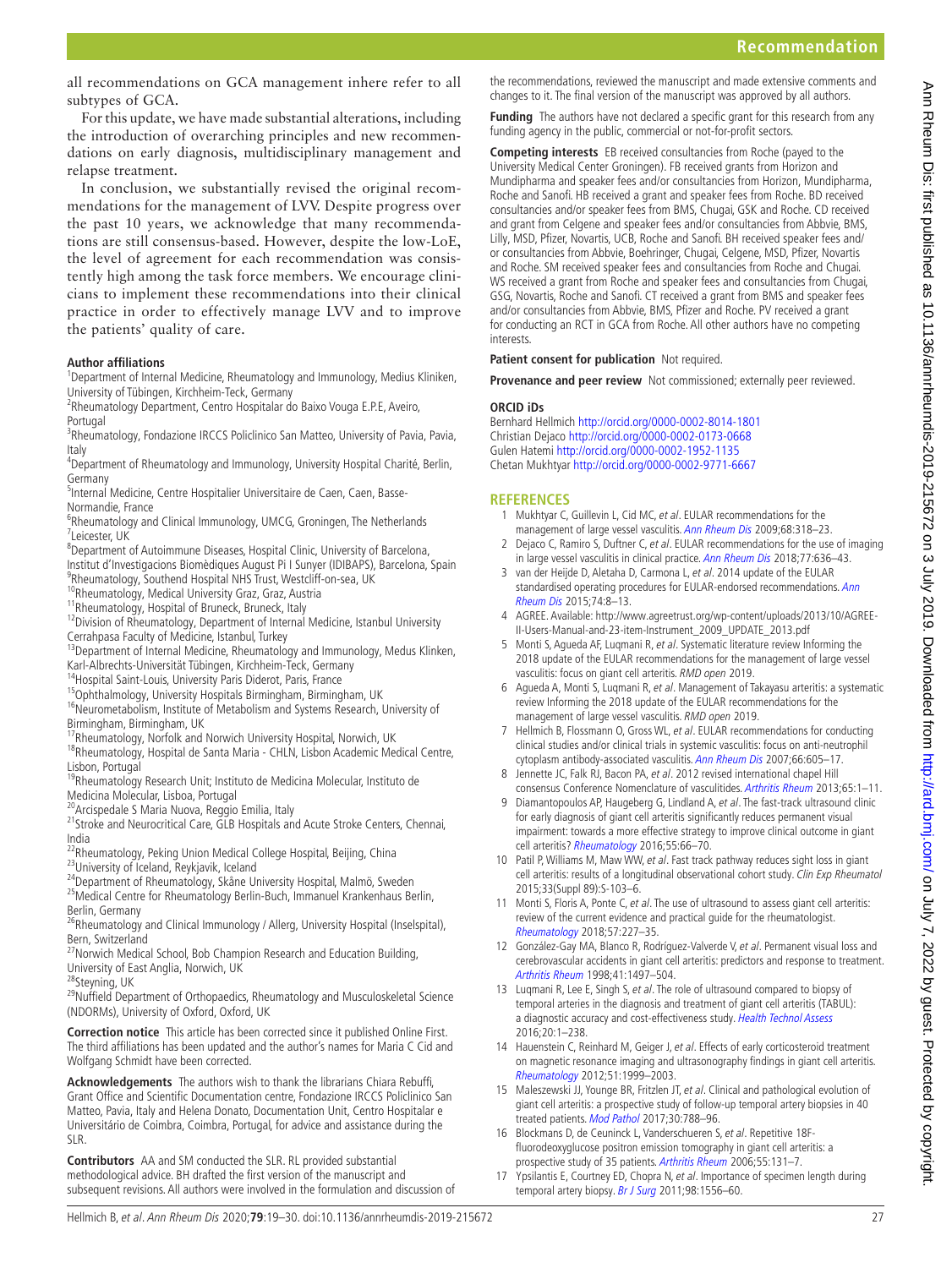all recommendations on GCA management inhere refer to all subtypes of GCA.

For this update, we have made substantial alterations, including the introduction of overarching principles and new recommendations on early diagnosis, multidisciplinary management and relapse treatment.

In conclusion, we substantially revised the original recommendations for the management of LVV. Despite progress over the past 10 years, we acknowledge that many recommendations are still consensus-based. However, despite the low-LoE, the level of agreement for each recommendation was consistently high among the task force members. We encourage clinicians to implement these recommendations into their clinical practice in order to effectively manage LVV and to improve the patients' quality of care.

**Author affiliations**

[1]Department of Internal Medicine, Rheumatology and Immunology, Medius Kliniken, University of Tübingen, Kirchheim-Teck, Germany
[2]Rheumatology Department, Centro Hospitalar do Baixo Vouga E.P.E, Aveiro, Portugal
[3]Rheumatology, Fondazione IRCCS Policlinico San Matteo, University of Pavia, Pavia, Italy
[4]Department of Rheumatology and Immunology, University Hospital Charité, Berlin, Germany
[5]Internal Medicine, Centre Hospitalier Universitaire de Caen, Caen, Basse-Normandie, France
[6]Rheumatology and Clinical Immunology, UMCG, Groningen, The Netherlands
[7]Leicester, UK
[8]Department of Autoimmune Diseases, Hospital Clinic, University of Barcelona, Institut d'Investigacions Biomèdiques August Pi I Sunyer (IDIBAPS), Barcelona, Spain
[9]Rheumatology, Southend Hospital NHS Trust, Westcliff-on-sea, UK
[10]Rheumatology, Medical University Graz, Graz, Austria
[11]Rheumatology, Hospital of Bruneck, Bruneck, Italy
[12]Division of Rheumatology, Department of Internal Medicine, Istanbul University Cerrahpasa Faculty of Medicine, Istanbul, Turkey
[13]Department of Internal Medicine, Rheumatology and Immunology, Medus Klinken, Karl-Albrechts-Universität Tübingen, Kirchheim-Teck, Germany
[14]Hospital Saint-Louis, University Paris Diderot, Paris, France
[15]Ophthalmology, University Hospitals Birmingham, Birmingham, UK
[16]Neurometabolism, Institute of Metabolism and Systems Research, University of Birmingham, Birmingham, UK
[17]Rheumatology, Norfolk and Norwich University Hospital, Norwich, UK
[18]Rheumatology, Hospital de Santa Maria - CHLN, Lisbon Academic Medical Centre, Lisbon, Portugal
[19]Rheumatology Research Unit; Instituto de Medicina Molecular, Instituto de Medicina Molecular, Lisboa, Portugal
[20]Arcispedale S Maria Nuova, Reggio Emilia, Italy
[21]Stroke and Neurocritical Care, GLB Hospitals and Acute Stroke Centers, Chennai, India
[22]Rheumatology, Peking Union Medical College Hospital, Beijing, China
[23]University of Iceland, Reykjavik, Iceland
[24]Department of Rheumatology, Skåne University Hospital, Malmö, Sweden
[25]Medical Centre for Rheumatology Berlin-Buch, Immanuel Krankenhaus Berlin, Berlin, Germany
[26]Rheumatology and Clinical Immunology / Allerg, University Hospital (Inselspital), Bern, Switzerland
[27]Norwich Medical School, Bob Champion Research and Education Building, University of East Anglia, Norwich, UK
[28]Steyning, UK
[29]Nuffield Department of Orthopaedics, Rheumatology and Musculoskeletal Science (NDORMs), University of Oxford, Oxford, UK

**Correction notice** This article has been corrected since it published Online First. The third affiliations has been updated and the author's names for Maria C Cid and Wolfgang Schmidt have been corrected.

**Acknowledgements** The authors wish to thank the librarians Chiara Rebuffi, Grant Office and Scientific Documentation centre, Fondazione IRCCS Policlinico San Matteo, Pavia, Italy and Helena Donato, Documentation Unit, Centro Hospitalar e Universitário de Coimbra, Coimbra, Portugal, for advice and assistance during the SLR.

**Contributors** AA and SM conducted the SLR. RL provided substantial methodological advice. BH drafted the first version of the manuscript and subsequent revisions. All authors were involved in the formulation and discussion of the recommendations, reviewed the manuscript and made extensive comments and changes to it. The final version of the manuscript was approved by all authors.

**Funding** The authors have not declared a specific grant for this research from any funding agency in the public, commercial or not-for-profit sectors.

**Competing interests** EB received consultancies from Roche (payed to the University Medical Center Groningen). FB received grants from Horizon and Mundipharma and speaker fees and/or consultancies from Horizon, Mundipharma, Roche and Sanofi. HB received a grant and speaker fees from Roche. BD received consultancies and/or speaker fees from BMS, Chugai, GSK and Roche. CD received and grant from Celgene and speaker fees and/or consultancies from Abbvie, BMS, Lilly, MSD, Pfizer, Novartis, UCB, Roche and Sanofi. BH received speaker fees and/or consultancies from Abbvie, Boehringer, Chugai, Celgene, MSD, Pfizer, Novartis and Roche. SM received speaker fees and consultancies from Roche and Chugai. WS received a grant from Roche and speaker fees and consultancies from Chugai, GSG, Novartis, Roche and Sanofi. CT received a grant from BMS and speaker fees and/or consultancies from Abbvie, BMS, Pfizer and Roche. PV received a grant for conducting an RCT in GCA from Roche. All other authors have no competing interests.

**Patient consent for publication** Not required.

**Provenance and peer review** Not commissioned; externally peer reviewed.

**ORCID iDs**

Bernhard Hellmich http://orcid.org/0000-0002-8014-1801
Christian Dejaco http://orcid.org/0000-0002-0173-0668
Gulen Hatemi http://orcid.org/0000-0002-1952-1135
Chetan Mukhtyar http://orcid.org/0000-0002-9771-6667

## REFERENCES

1. Mukhtyar C, Guillevin L, Cid MC, *et al*. EULAR recommendations for the management of large vessel vasculitis. *Ann Rheum Dis* 2009;68:318–23.
2. Dejaco C, Ramiro S, Duftner C, *et al*. EULAR recommendations for the use of imaging in large vessel vasculitis in clinical practice. *Ann Rheum Dis* 2018;77:636–43.
3. van der Heijde D, Aletaha D, Carmona L, *et al*. 2014 update of the EULAR standardised operating procedures for EULAR-endorsed recommendations. *Ann Rheum Dis* 2015;74:8–13.
4. AGREE. Available: http://www.agreetrust.org/wp-content/uploads/2013/10/AGREE-II-Users-Manual-and-23-item-Instrument_2009_UPDATE_2013.pdf
5. Monti S, Agueda AF, Luqmani R, *et al*. Systematic literature review Informing the 2018 update of the EULAR recommendations for the management of large vessel vasculitis: focus on giant cell arteritis. *RMD open* 2019.
6. Agueda A, Monti S, Luqmani R, *et al*. Management of Takayasu arteritis: a systematic review Informing the 2018 update of the EULAR recommendations for the management of large vessel vasculitis. *RMD open* 2019.
7. Hellmich B, Flossmann O, Gross WL, *et al*. EULAR recommendations for conducting clinical studies and/or clinical trials in systemic vasculitis: focus on anti-neutrophil cytoplasm antibody-associated vasculitis. *Ann Rheum Dis* 2007;66:605–17.
8. Jennette JC, Falk RJ, Bacon PA, *et al*. 2012 revised international chapel Hill consensus Conference Nomenclature of vasculitides. *Arthritis Rheum* 2013;65:1–11.
9. Diamantopoulos AP, Haugeberg G, Lindland A, *et al*. The fast-track ultrasound clinic for early diagnosis of giant cell arteritis significantly reduces permanent visual impairment: towards a more effective strategy to improve clinical outcome in giant cell arteritis? *Rheumatology* 2016;55:66–70.
10. Patil P, Williams M, Maw WW, *et al*. Fast track pathway reduces sight loss in giant cell arteritis: results of a longitudinal observational cohort study. *Clin Exp Rheumatol* 2015;33(Suppl 89):S-103–6.
11. Monti S, Floris A, Ponte C, *et al*. The use of ultrasound to assess giant cell arteritis: review of the current evidence and practical guide for the rheumatologist. *Rheumatology* 2018;57:227–35.
12. González-Gay MA, Blanco R, Rodríguez-Valverde V, *et al*. Permanent visual loss and cerebrovascular accidents in giant cell arteritis: predictors and response to treatment. *Arthritis Rheum* 1998;41:1497–504.
13. Luqmani R, Lee E, Singh S, *et al*. The role of ultrasound compared to biopsy of temporal arteries in the diagnosis and treatment of giant cell arteritis (TABUL): a diagnostic accuracy and cost-effectiveness study. *Health Technol Assess* 2016;20:1–238.
14. Hauenstein C, Reinhard M, Geiger J, *et al*. Effects of early corticosteroid treatment on magnetic resonance imaging and ultrasonography findings in giant cell arteritis. *Rheumatology* 2012;51:1999–2003.
15. Maleszewski JJ, Younge BR, Fritzlen JT, *et al*. Clinical and pathological evolution of giant cell arteritis: a prospective study of follow-up temporal artery biopsies in 40 treated patients. *Mod Pathol* 2017;30:788–96.
16. Blockmans D, de Ceuninck L, Vanderschueren S, *et al*. Repetitive 18F-fluorodeoxyglucose positron emission tomography in giant cell arteritis: a prospective study of 35 patients. *Arthritis Rheum* 2006;55:131–7.
17. Ypsilantis E, Courtney ED, Chopra N, *et al*. Importance of specimen length during temporal artery biopsy. *Br J Surg* 2011;98:1556–60.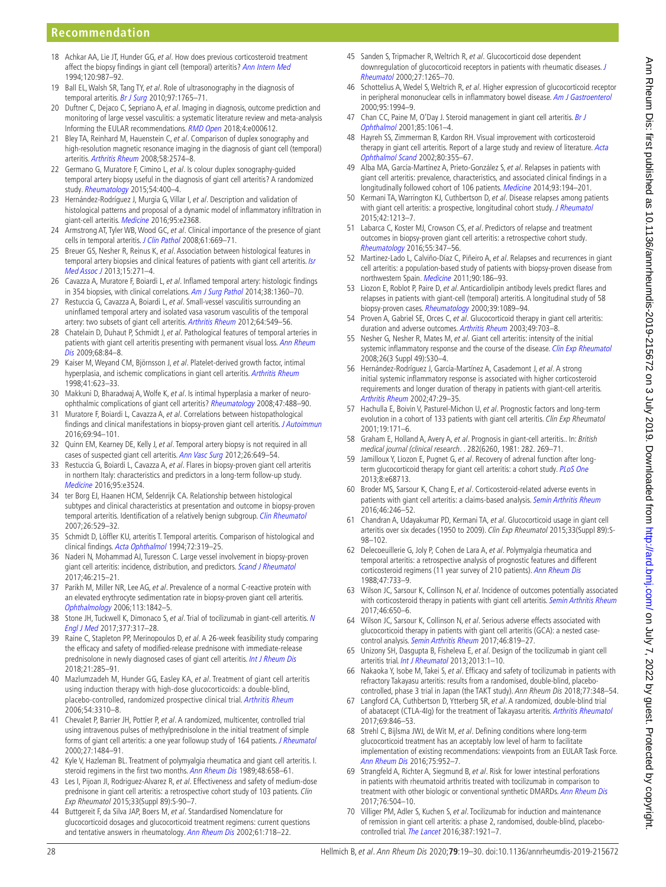18 Achkar AA, Lie JT, Hunder GG, *et al*. How does previous corticosteroid treatment affect the biopsy findings in giant cell (temporal) arteritis? *Ann Intern Med* 1994;120:987–92.
19 Ball EL, Walsh SR, Tang TY, *et al*. Role of ultrasonography in the diagnosis of temporal arteritis. *Br J Surg* 2010;97:1765–71.
20 Duftner C, Dejaco C, Sepriano A, *et al*. Imaging in diagnosis, outcome prediction and monitoring of large vessel vasculitis: a systematic literature review and meta-analysis Informing the EULAR recommendations. *RMD Open* 2018;4:e000612.
21 Bley TA, Reinhard M, Hauenstein C, *et al*. Comparison of duplex sonography and high-resolution magnetic resonance imaging in the diagnosis of giant cell (temporal) arteritis. *Arthritis Rheum* 2008;58:2574–8.
22 Germano G, Muratore F, Cimino L, *et al*. Is colour duplex sonography-guided temporal artery biopsy useful in the diagnosis of giant cell arteritis? A randomized study. *Rheumatology* 2015;54:400–4.
23 Hernández-Rodríguez J, Murgia G, Villar I, *et al*. Description and validation of histological patterns and proposal of a dynamic model of inflammatory infiltration in giant-cell arteritis. *Medicine* 2016;95:e2368.
24 Armstrong AT, Tyler WB, Wood GC, *et al*. Clinical importance of the presence of giant cells in temporal arteritis. *J Clin Pathol* 2008;61:669–71.
25 Breuer GS, Nesher R, Reinus K, *et al*. Association between histological features in temporal artery biopsies and clinical features of patients with giant cell arteritis. *Isr Med Assoc J* 2013;15:271–4.
26 Cavazza A, Muratore F, Boiardi L, *et al*. Inflamed temporal artery: histologic findings in 354 biopsies, with clinical correlations. *Am J Surg Pathol* 2014;38:1360–70.
27 Restuccia G, Cavazza A, Boiardi L, *et al*. Small-vessel vasculitis surrounding an uninflamed temporal artery and isolated vasa vasorum vasculitis of the temporal artery: two subsets of giant cell arteritis. *Arthritis Rheum* 2012;64:549–56.
28 Chatelain D, Duhaut P, Schmidt J, *et al*. Pathological features of temporal arteries in patients with giant cell arteritis presenting with permanent visual loss. *Ann Rheum Dis* 2009;68:84–8.
29 Kaiser M, Weyand CM, Björnsson J, *et al*. Platelet-derived growth factor, intimal hyperplasia, and ischemic complications in giant cell arteritis. *Arthritis Rheum* 1998;41:623–33.
30 Makkuni D, Bharadwaj A, Wolfe K, *et al*. Is intimal hyperplasia a marker of neuro-ophthalmic complications of giant cell arteritis? *Rheumatology* 2008;47:488–90.
31 Muratore F, Boiardi L, Cavazza A, *et al*. Correlations between histopathological findings and clinical manifestations in biopsy-proven giant cell arteritis. *J Autoimmun* 2016;69:94–101.
32 Quinn EM, Kearney DE, Kelly J, *et al*. Temporal artery biopsy is not required in all cases of suspected giant cell arteritis. *Ann Vasc Surg* 2012;26:649–54.
33 Restuccia G, Boiardi L, Cavazza A, *et al*. Flares in biopsy-proven giant cell arteritis in northern Italy: characteristics and predictors in a long-term follow-up study. *Medicine* 2016;95:e3524.
34 ter Borg EJ, Haanen HCM, Seldenrijk CA. Relationship between histological subtypes and clinical characteristics at presentation and outcome in biopsy-proven temporal arteritis. Identification of a relatively benign subgroup. *Clin Rheumatol* 2007;26:529–32.
35 Schmidt D, Löffler KU, arteritis T. Temporal arteritis. Comparison of histological and clinical findings. *Acta Ophthalmol* 1994;72:319–25.
36 Naderi N, Mohammad AJ, Turesson C. Large vessel involvement in biopsy-proven giant cell arteritis: incidence, distribution, and predictors. *Scand J Rheumatol* 2017;46:215–21.
37 Parikh M, Miller NR, Lee AG, *et al*. Prevalence of a normal C-reactive protein with an elevated erythrocyte sedimentation rate in biopsy-proven giant cell arteritis. *Ophthalmology* 2006;113:1842–5.
38 Stone JH, Tuckwell K, Dimonaco S, *et al*. Trial of tocilizumab in giant-cell arteritis. *N Engl J Med* 2017;377:317–28.
39 Raine C, Stapleton PP, Merinopoulos D, *et al*. A 26-week feasibility study comparing the efficacy and safety of modified-release prednisone with immediate-release prednisolone in newly diagnosed cases of giant cell arteritis. *Int J Rheum Dis* 2018;21:285–91.
40 Mazlumzadeh M, Hunder GG, Easley KA, *et al*. Treatment of giant cell arteritis using induction therapy with high-dose glucocorticoids: a double-blind, placebo-controlled, randomized prospective clinical trial. *Arthritis Rheum* 2006;54:3310–8.
41 Chevalet P, Barrier JH, Pottier P, *et al*. A randomized, multicenter, controlled trial using intravenous pulses of methylprednisolone in the initial treatment of simple forms of giant cell arteritis: a one year followup study of 164 patients. *J Rheumatol* 2000;27:1484–91.
42 Kyle V, Hazleman BL. Treatment of polymyalgia rheumatica and giant cell arteritis. I. steroid regimens in the first two months. *Ann Rheum Dis* 1989;48:658–61.
43 Les I, Pijoan JI, Rodríguez-Alvarez R, *et al*. Effectiveness and safety of medium-dose prednisone in giant cell arteritis: a retrospective cohort study of 103 patients. *Clin Exp Rheumatol* 2015;33(Suppl 89):S-90–7.
44 Buttgereit F, da Silva JAP, Boers M, *et al*. Standardised Nomenclature for glucocorticoid dosages and glucocorticoid treatment regimens: current questions and tentative answers in rheumatology. *Ann Rheum Dis* 2002;61:718–22.
45 Sanden S, Tripmacher R, Weltrich R, *et al*. Glucocorticoid dose dependent downregulation of glucocorticoid receptors in patients with rheumatic diseases. *J Rheumatol* 2000;27:1265–70.
46 Schottelius A, Wedel S, Weltrich R, *et al*. Higher expression of glucocorticoid receptor in peripheral mononuclear cells in inflammatory bowel disease. *Am J Gastroenterol* 2000;95:1994–9.
47 Chan CC, Paine M, O'Day J. Steroid management in giant cell arteritis. *Br J Ophthalmol* 2001;85:1061–4.
48 Hayreh SS, Zimmerman B, Kardon RH. Visual improvement with corticosteroid therapy in giant cell arteritis. Report of a large study and review of literature. *Acta Ophthalmol Scand* 2002;80:355–67.
49 Alba MA, García-Martínez A, Prieto-González S, *et al*. Relapses in patients with giant cell arteritis: prevalence, characteristics, and associated clinical findings in a longitudinally followed cohort of 106 patients. *Medicine* 2014;93:194–201.
50 Kermani TA, Warrington KJ, Cuthbertson D, *et al*. Disease relapses among patients with giant cell arteritis: a prospective, longitudinal cohort study. *J Rheumatol* 2015;42:1213–7.
51 Labarca C, Koster MJ, Crowson CS, *et al*. Predictors of relapse and treatment outcomes in biopsy-proven giant cell arteritis: a retrospective cohort study. *Rheumatology* 2016;55:347–56.
52 Martinez-Lado L, Calviño-Díaz C, Piñeiro A, *et al*. Relapses and recurrences in giant cell arteritis: a population-based study of patients with biopsy-proven disease from northwestern Spain. *Medicine* 2011;90:186–93.
53 Liozon E, Roblot P, Paire D, *et al*. Anticardiolipin antibody levels predict flares and relapses in patients with giant-cell (temporal) arteritis. A longitudinal study of 58 biopsy-proven cases. *Rheumatology* 2000;39:1089–94.
54 Proven A, Gabriel SE, Orces C, *et al*. Glucocorticoid therapy in giant cell arteritis: duration and adverse outcomes. *Arthritis Rheum* 2003;49:703–8.
55 Nesher G, Nesher R, Mates M, *et al*. Giant cell arteritis: intensity of the initial systemic inflammatory response and the course of the disease. *Clin Exp Rheumatol* 2008;26(3 Suppl 49):S30–4.
56 Hernández-Rodríguez J, García-Martínez A, Casademont J, *et al*. A strong initial systemic inflammatory response is associated with higher corticosteroid requirements and longer duration of therapy in patients with giant-cell arteritis. *Arthritis Rheum* 2002;47:29–35.
57 Hachulla E, Boivin V, Pasturel-Michon U, *et al*. Prognostic factors and long-term evolution in a cohort of 133 patients with giant cell arteritis. *Clin Exp Rheumatol* 2001;19:171–6.
58 Graham E, Holland A, Avery A, *et al*. Prognosis in giant-cell arteritis.. In: *British medical journal (clinical research*. . 282(6260, 1981: 282. 269–71.
59 Jamilloux Y, Liozon E, Pugnet G, *et al*. Recovery of adrenal function after long-term glucocorticoid therapy for giant cell arteritis: a cohort study. *PLoS One* 2013;8:e68713.
60 Broder MS, Sarsour K, Chang E, *et al*. Corticosteroid-related adverse events in patients with giant cell arteritis: a claims-based analysis. *Semin Arthritis Rheum* 2016;46:246–52.
61 Chandran A, Udayakumar PD, Kermani TA, *et al*. Glucocorticoid usage in giant cell arteritis over six decades (1950 to 2009). *Clin Exp Rheumatol* 2015;33(Suppl 89):S-98–102.
62 Delecoeuillerie G, Joly P, Cohen de Lara A, *et al*. Polymyalgia rheumatica and temporal arteritis: a retrospective analysis of prognostic features and different corticosteroid regimens (11 year survey of 210 patients). *Ann Rheum Dis* 1988;47:733–9.
63 Wilson JC, Sarsour K, Collinson N, *et al*. Incidence of outcomes potentially associated with corticosteroid therapy in patients with giant cell arteritis. *Semin Arthritis Rheum* 2017;46:650–6.
64 Wilson JC, Sarsour K, Collinson N, *et al*. Serious adverse effects associated with glucocorticoid therapy in patients with giant cell arteritis (GCA): a nested case-control analysis. *Semin Arthritis Rheum* 2017;46:819–27.
65 Unizony SH, Dasgupta B, Fisheleva E, *et al*. Design of the tocilizumab in giant cell arteritis trial. *Int J Rheumatol* 2013;2013:1–10.
66 Nakaoka Y, Isobe M, Takei S, *et al*. Efficacy and safety of tocilizumab in patients with refractory Takayasu arteritis: results from a randomised, double-blind, placebo-controlled, phase 3 trial in Japan (the TAKT study). *Ann Rheum Dis* 2018;77:348–54.
67 Langford CA, Cuthbertson D, Ytterberg SR, *et al*. A randomized, double-blind trial of abatacept (CTLA-4Ig) for the treatment of Takayasu arteritis. *Arthritis Rheumatol* 2017;69:846–53.
68 Strehl C, Bijlsma JWJ, de Wit M, *et al*. Defining conditions where long-term glucocorticoid treatment has an acceptably low level of harm to facilitate implementation of existing recommendations: viewpoints from an EULAR Task Force. *Ann Rheum Dis* 2016;75:952–7.
69 Strangfeld A, Richter A, Siegmund B, *et al*. Risk for lower intestinal perforations in patients with rheumatoid arthritis treated with tocilizumab in comparison to treatment with other biologic or conventional synthetic DMARDs. *Ann Rheum Dis* 2017;76:504–10.
70 Villiger PM, Adler S, Kuchen S, *et al*. Tocilizumab for induction and maintenance of remission in giant cell arteritis: a phase 2, randomised, double-blind, placebo-controlled trial. *The Lancet* 2016;387:1921–7.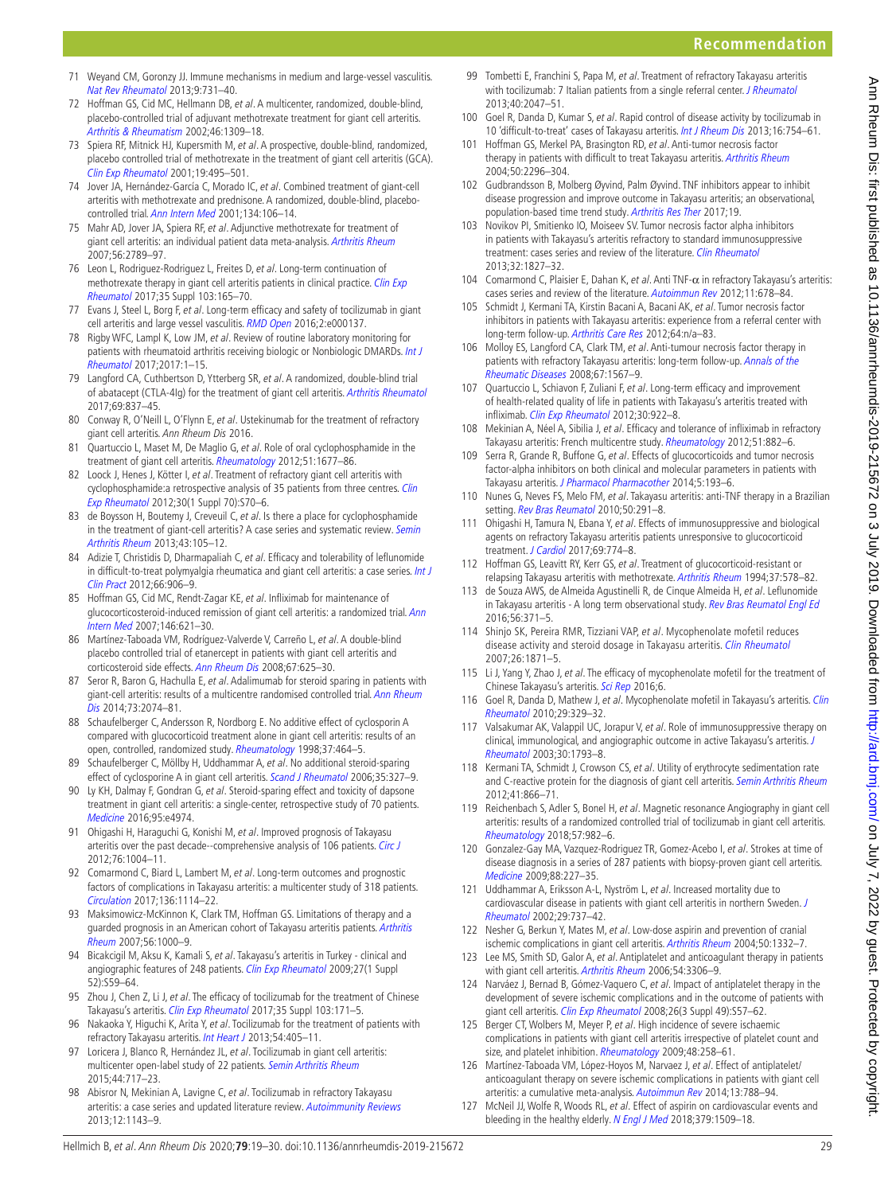71 Weyand CM, Goronzy JJ. Immune mechanisms in medium and large-vessel vasculitis. *Nat Rev Rheumatol* 2013;9:731–40.
72 Hoffman GS, Cid MC, Hellmann DB, *et al*. A multicenter, randomized, double-blind, placebo-controlled trial of adjuvant methotrexate treatment for giant cell arteritis. *Arthritis & Rheumatism* 2002;46:1309–18.
73 Spiera RF, Mitnick HJ, Kupersmith M, *et al*. A prospective, double-blind, randomized, placebo controlled trial of methotrexate in the treatment of giant cell arteritis (GCA). *Clin Exp Rheumatol* 2001;19:495–501.
74 Jover JA, Hernández-García C, Morado IC, *et al*. Combined treatment of giant-cell arteritis with methotrexate and prednisone. A randomized, double-blind, placebo-controlled trial. *Ann Intern Med* 2001;134:106–14.
75 Mahr AD, Jover JA, Spiera RF, *et al*. Adjunctive methotrexate for treatment of giant cell arteritis: an individual patient data meta-analysis. *Arthritis Rheum* 2007;56:2789–97.
76 Leon L, Rodriguez-Rodriguez L, Freites D, *et al*. Long-term continuation of methotrexate therapy in giant cell arteritis patients in clinical practice. *Clin Exp Rheumatol* 2017;35 Suppl 103:165–70.
77 Evans J, Steel L, Borg F, *et al*. Long-term efficacy and safety of tocilizumab in giant cell arteritis and large vessel vasculitis. *RMD Open* 2016;2:e000137.
78 Rigby WFC, Lampl K, Low JM, *et al*. Review of routine laboratory monitoring for patients with rheumatoid arthritis receiving biologic or Nonbiologic DMARDs. *Int J Rheumatol* 2017;2017:1–15.
79 Langford CA, Cuthbertson D, Ytterberg SR, *et al*. A randomized, double-blind trial of abatacept (CTLA-4Ig) for the treatment of giant cell arteritis. *Arthritis Rheumatol* 2017;69:837–45.
80 Conway R, O'Neill L, O'Flynn E, *et al*. Ustekinumab for the treatment of refractory giant cell arteritis. *Ann Rheum Dis* 2016.
81 Quartuccio L, Maset M, De Maglio G, *et al*. Role of oral cyclophosphamide in the treatment of giant cell arteritis. *Rheumatology* 2012;51:1677–86.
82 Loock J, Henes J, Kötter I, *et al*. Treatment of refractory giant cell arteritis with cyclophosphamide:a retrospective analysis of 35 patients from three centres. *Clin Exp Rheumatol* 2012;30(1 Suppl 70):S70–6.
83 de Boysson H, Boutemy J, Creveuil C, *et al*. Is there a place for cyclophosphamide in the treatment of giant-cell arteritis? A case series and systematic review. *Semin Arthritis Rheum* 2013;43:105–12.
84 Adizie T, Christidis D, Dharmapaliah C, *et al*. Efficacy and tolerability of leflunomide in difficult-to-treat polymyalgia rheumatica and giant cell arteritis: a case series. *Int J Clin Pract* 2012;66:906–9.
85 Hoffman GS, Cid MC, Rendt-Zagar KE, *et al*. Infliximab for maintenance of glucocorticosteroid-induced remission of giant cell arteritis: a randomized trial. *Ann Intern Med* 2007;146:621–30.
86 Martínez-Taboada VM, Rodríguez-Valverde V, Carreño L, *et al*. A double-blind placebo controlled trial of etanercept in patients with giant cell arteritis and corticosteroid side effects. *Ann Rheum Dis* 2008;67:625–30.
87 Seror R, Baron G, Hachulla E, *et al*. Adalimumab for steroid sparing in patients with giant-cell arteritis: results of a multicentre randomised controlled trial. *Ann Rheum Dis* 2014;73:2074–81.
88 Schaufelberger C, Andersson R, Nordborg E. No additive effect of cyclosporin A compared with glucocorticoid treatment alone in giant cell arteritis: results of an open, controlled, randomized study. *Rheumatology* 1998;37:464–5.
89 Schaufelberger C, Möllby H, Uddhammar A, *et al*. No additional steroid-sparing effect of cyclosporine A in giant cell arteritis. *Scand J Rheumatol* 2006;35:327–9.
90 Ly KH, Dalmay F, Gondran G, *et al*. Steroid-sparing effect and toxicity of dapsone treatment in giant cell arteritis: a single-center, retrospective study of 70 patients. *Medicine* 2016;95:e4974.
91 Ohigashi H, Haraguchi G, Konishi M, *et al*. Improved prognosis of Takayasu arteritis over the past decade--comprehensive analysis of 106 patients. *Circ J* 2012;76:1004–11.
92 Comarmond C, Biard L, Lambert M, *et al*. Long-term outcomes and prognostic factors of complications in Takayasu arteritis: a multicenter study of 318 patients. *Circulation* 2017;136:1114–22.
93 Maksimowicz-McKinnon K, Clark TM, Hoffman GS. Limitations of therapy and a guarded prognosis in an American cohort of Takayasu arteritis patients. *Arthritis Rheum* 2007;56:1000–9.
94 Bicakcigil M, Aksu K, Kamali S, *et al*. Takayasu's arteritis in Turkey - clinical and angiographic features of 248 patients. *Clin Exp Rheumatol* 2009;27(1 Suppl 52):S59–64.
95 Zhou J, Chen Z, Li J, *et al*. The efficacy of tocilizumab for the treatment of Chinese Takayasu's arteritis. *Clin Exp Rheumatol* 2017;35 Suppl 103:171–5.
96 Nakaoka Y, Higuchi K, Arita Y, *et al*. Tocilizumab for the treatment of patients with refractory Takayasu arteritis. *Int Heart J* 2013;54:405–11.
97 Loricera J, Blanco R, Hernández JL, *et al*. Tocilizumab in giant cell arteritis: multicenter open-label study of 22 patients. *Semin Arthritis Rheum* 2015;44:717–23.
98 Abisror N, Mekinian A, Lavigne C, *et al*. Tocilizumab in refractory Takayasu arteritis: a case series and updated literature review. *Autoimmunity Reviews* 2013;12:1143–9.
99 Tombetti E, Franchini S, Papa M, *et al*. Treatment of refractory Takayasu arteritis with tocilizumab: 7 Italian patients from a single referral center. *J Rheumatol* 2013;40:2047–51.
100 Goel R, Danda D, Kumar S, *et al*. Rapid control of disease activity by tocilizumab in 10 'difficult-to-treat' cases of Takayasu arteritis. *Int J Rheum Dis* 2013;16:754–61.
101 Hoffman GS, Merkel PA, Brasington RD, *et al*. Anti-tumor necrosis factor therapy in patients with difficult to treat Takayasu arteritis. *Arthritis Rheum* 2004;50:2296–304.
102 Gudbrandsson B, Molberg Øyvind, Palm Øyvind. TNF inhibitors appear to inhibit disease progression and improve outcome in Takayasu arteritis; an observational, population-based time trend study. *Arthritis Res Ther* 2017;19.
103 Novikov PI, Smitienko IO, Moiseev SV. Tumor necrosis factor alpha inhibitors in patients with Takayasu's arteritis refractory to standard immunosuppressive treatment: cases series and review of the literature. *Clin Rheumatol* 2013;32:1827–32.
104 Comarmond C, Plaisier E, Dahan K, *et al*. Anti TNF-α in refractory Takayasu's arteritis: cases series and review of the literature. *Autoimmun Rev* 2012;11:678–84.
105 Schmidt J, Kermani TA, Kirstin Bacani A, Bacani AK, *et al*. Tumor necrosis factor inhibitors in patients with Takayasu arteritis: experience from a referral center with long-term follow-up. *Arthritis Care Res* 2012;64:n/a–83.
106 Molloy ES, Langford CA, Clark TM, *et al*. Anti-tumour necrosis factor therapy in patients with refractory Takayasu arteritis: long-term follow-up. *Annals of the Rheumatic Diseases* 2008;67:1567–9.
107 Quartuccio L, Schiavon F, Zuliani F, *et al*. Long-term efficacy and improvement of health-related quality of life in patients with Takayasu's arteritis treated with infliximab. *Clin Exp Rheumatol* 2012;30:922–8.
108 Mekinian A, Néel A, Sibilia J, *et al*. Efficacy and tolerance of infliximab in refractory Takayasu arteritis: French multicentre study. *Rheumatology* 2012;51:882–6.
109 Serra R, Grande R, Buffone G, *et al*. Effects of glucocorticoids and tumor necrosis factor-alpha inhibitors on both clinical and molecular parameters in patients with Takayasu arteritis. *J Pharmacol Pharmacother* 2014;5:193–6.
110 Nunes G, Neves FS, Melo FM, *et al*. Takayasu arteritis: anti-TNF therapy in a Brazilian setting. *Rev Bras Reumatol* 2010;50:291–8.
111 Ohigashi H, Tamura N, Ebana Y, *et al*. Effects of immunosuppressive and biological agents on refractory Takayasu arteritis patients unresponsive to glucocorticoid treatment. *J Cardiol* 2017;69:774–8.
112 Hoffman GS, Leavitt RY, Kerr GS, *et al*. Treatment of glucocorticoid-resistant or relapsing Takayasu arteritis with methotrexate. *Arthritis Rheum* 1994;37:578–82.
113 de Souza AWS, de Almeida Agustinelli R, de Cinque Almeida H, *et al*. Leflunomide in Takayasu arteritis - A long term observational study. *Rev Bras Reumatol Engl Ed* 2016;56:371–5.
114 Shinjo SK, Pereira RMR, Tizziani VAP, *et al*. Mycophenolate mofetil reduces disease activity and steroid dosage in Takayasu arteritis. *Clin Rheumatol* 2007;26:1871–5.
115 Li J, Yang Y, Zhao J, *et al*. The efficacy of mycophenolate mofetil for the treatment of Chinese Takayasu's arteritis. *Sci Rep* 2016;6.
116 Goel R, Danda D, Mathew J, *et al*. Mycophenolate mofetil in Takayasu's arteritis. *Clin Rheumatol* 2010;29:329–32.
117 Valsakumar AK, Valappil UC, Jorapur V, *et al*. Role of immunosuppressive therapy on clinical, immunological, and angiographic outcome in active Takayasu's arteritis. *J Rheumatol* 2003;30:1793–8.
118 Kermani TA, Schmidt J, Crowson CS, *et al*. Utility of erythrocyte sedimentation rate and C-reactive protein for the diagnosis of giant cell arteritis. *Semin Arthritis Rheum* 2012;41:866–71.
119 Reichenbach S, Adler S, Bonel H, *et al*. Magnetic resonance Angiography in giant cell arteritis: results of a randomized controlled trial of tocilizumab in giant cell arteritis. *Rheumatology* 2018;57:982–6.
120 Gonzalez-Gay MA, Vazquez-Rodriguez TR, Gomez-Acebo I, *et al*. Strokes at time of disease diagnosis in a series of 287 patients with biopsy-proven giant cell arteritis. *Medicine* 2009;88:227–35.
121 Uddhammar A, Eriksson A-L, Nyström L, *et al*. Increased mortality due to cardiovascular disease in patients with giant cell arteritis in northern Sweden. *J Rheumatol* 2002;29:737–42.
122 Nesher G, Berkun Y, Mates M, *et al*. Low-dose aspirin and prevention of cranial ischemic complications in giant cell arteritis. *Arthritis Rheum* 2004;50:1332–7.
123 Lee MS, Smith SD, Galor A, *et al*. Antiplatelet and anticoagulant therapy in patients with giant cell arteritis. *Arthritis Rheum* 2006;54:3306–9.
124 Narváez J, Bernad B, Gómez-Vaquero C, *et al*. Impact of antiplatelet therapy in the development of severe ischemic complications and in the outcome of patients with giant cell arteritis. *Clin Exp Rheumatol* 2008;26(3 Suppl 49):S57–62.
125 Berger CT, Wolbers M, Meyer P, *et al*. High incidence of severe ischaemic complications in patients with giant cell arteritis irrespective of platelet count and size, and platelet inhibition. *Rheumatology* 2009;48:258–61.
126 Martínez-Taboada VM, López-Hoyos M, Narvaez J, *et al*. Effect of antiplatelet/anticoagulant therapy on severe ischemic complications in patients with giant cell arteritis: a cumulative meta-analysis. *Autoimmun Rev* 2014;13:788–94.
127 McNeil JJ, Wolfe R, Woods RL, *et al*. Effect of aspirin on cardiovascular events and bleeding in the healthy elderly. *N Engl J Med* 2018;379:1509–18.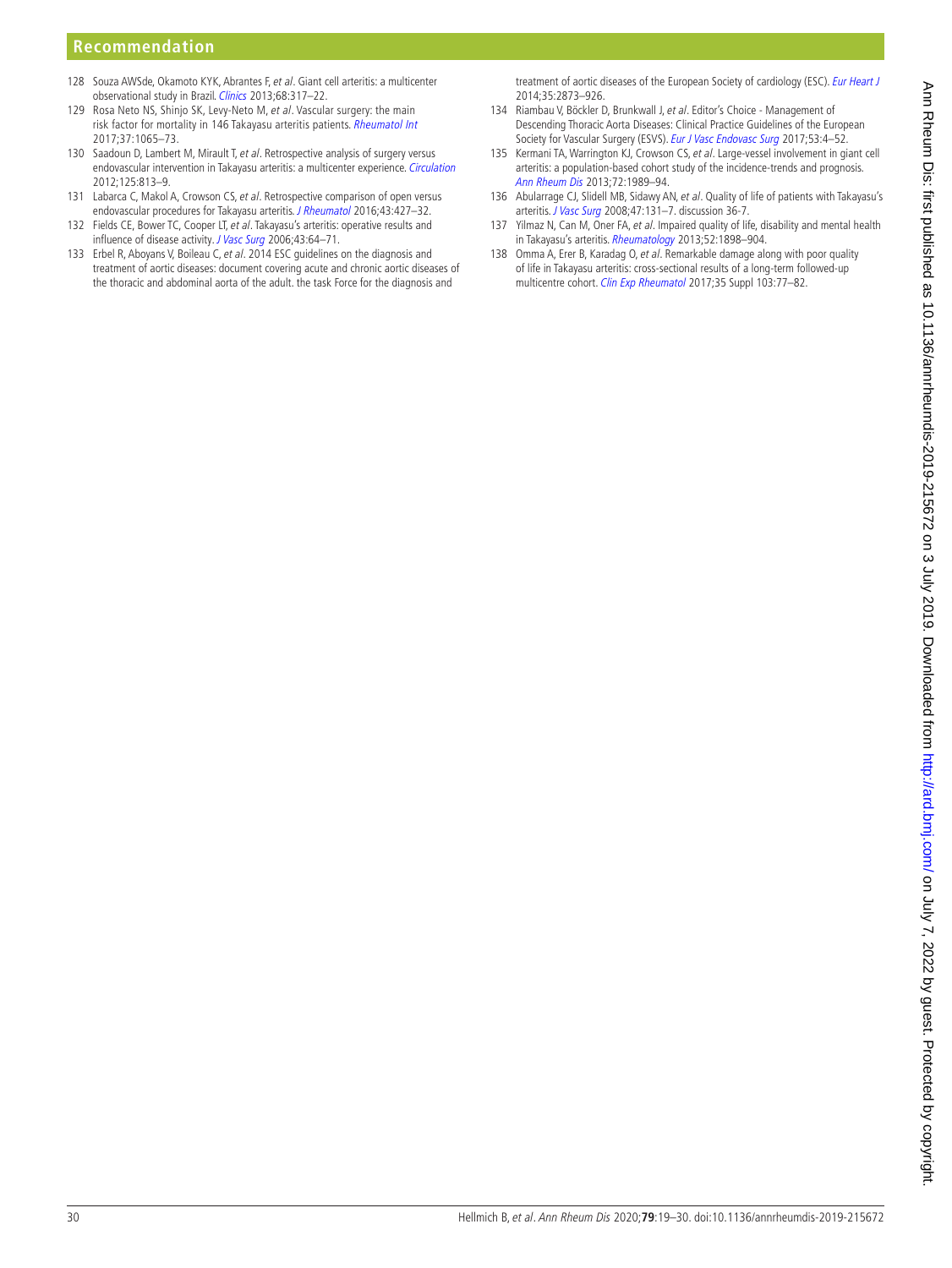128 Souza AWSde, Okamoto KYK, Abrantes F, *et al*. Giant cell arteritis: a multicenter observational study in Brazil. *Clinics* 2013;68:317–22.

129 Rosa Neto NS, Shinjo SK, Levy-Neto M, *et al*. Vascular surgery: the main risk factor for mortality in 146 Takayasu arteritis patients. *Rheumatol Int* 2017;37:1065–73.

130 Saadoun D, Lambert M, Mirault T, *et al*. Retrospective analysis of surgery versus endovascular intervention in Takayasu arteritis: a multicenter experience. *Circulation* 2012;125:813–9.

131 Labarca C, Makol A, Crowson CS, *et al*. Retrospective comparison of open versus endovascular procedures for Takayasu arteritis. *J Rheumatol* 2016;43:427–32.

132 Fields CE, Bower TC, Cooper LT, *et al*. Takayasu's arteritis: operative results and influence of disease activity. *J Vasc Surg* 2006;43:64–71.

133 Erbel R, Aboyans V, Boileau C, *et al*. 2014 ESC guidelines on the diagnosis and treatment of aortic diseases: document covering acute and chronic aortic diseases of the thoracic and abdominal aorta of the adult. the task Force for the diagnosis and treatment of aortic diseases of the European Society of cardiology (ESC). *Eur Heart J* 2014;35:2873–926.

134 Riambau V, Böckler D, Brunkwall J, *et al*. Editor's Choice - Management of Descending Thoracic Aorta Diseases: Clinical Practice Guidelines of the European Society for Vascular Surgery (ESVS). *Eur J Vasc Endovasc Surg* 2017;53:4–52.

135 Kermani TA, Warrington KJ, Crowson CS, *et al*. Large-vessel involvement in giant cell arteritis: a population-based cohort study of the incidence-trends and prognosis. *Ann Rheum Dis* 2013;72:1989–94.

136 Abularrage CJ, Slidell MB, Sidawy AN, *et al*. Quality of life of patients with Takayasu's arteritis. *J Vasc Surg* 2008;47:131–7. discussion 36-7.

137 Yilmaz N, Can M, Oner FA, *et al*. Impaired quality of life, disability and mental health in Takayasu's arteritis. *Rheumatology* 2013;52:1898–904.

138 Omma A, Erer B, Karadag O, *et al*. Remarkable damage along with poor quality of life in Takayasu arteritis: cross-sectional results of a long-term followed-up multicentre cohort. *Clin Exp Rheumatol* 2017;35 Suppl 103:77–82.